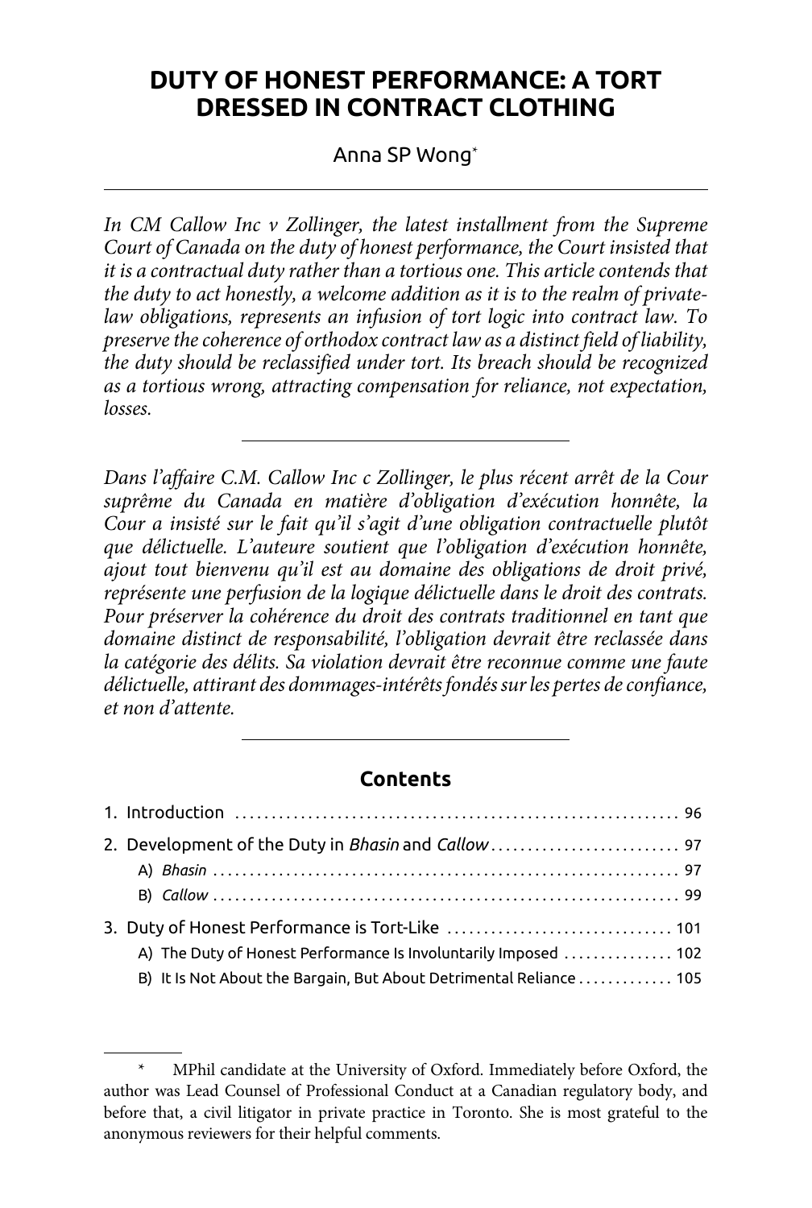# DUTY OF HONEST PERFORMANCE: A TORT DRESSED IN CONTRACT CLOTHING

Anna SP Wong*

*In CM Callow Inc v Zollinger, the latest installment from the Supreme Court of Canada on the duty of honest performance, the Court insisted that it is a contractual duty rather than a tortious one. This article contends that the duty to act honestly, a welcome addition as it is to the realm of private-law obligations, represents an infusion of tort logic into contract law. To preserve the coherence of orthodox contract law as a distinct field of liability, the duty should be reclassified under tort. Its breach should be recognized as a tortious wrong, attracting compensation for reliance, not expectation, losses.*

---

*Dans l'affaire C.M. Callow Inc c Zollinger, le plus récent arrêt de la Cour suprême du Canada en matière d'obligation d'exécution honnête, la Cour a insisté sur le fait qu'il s'agit d'une obligation contractuelle plutôt que délictuelle. L'auteure soutient que l'obligation d'exécution honnête, ajout tout bienvenu qu'il est au domaine des obligations de droit privé, représente une perfusion de la logique délictuelle dans le droit des contrats. Pour préserver la cohérence du droit des contrats traditionnel en tant que domaine distinct de responsabilité, l'obligation devrait être reclassée dans la catégorie des délits. Sa violation devrait être reconnue comme une faute délictuelle, attirant des dommages-intérêts fondés sur les pertes de confiance, et non d'attente.*

---

## Contents

1. Introduction ........................................................ 96
2. Development of the Duty in *Bhasin* and *Callow* ........................ 97
   - A) *Bhasin* ........................................................ 97
   - B) *Callow* ........................................................ 99
3. Duty of Honest Performance is Tort-Like ................................ 101
   - A) The Duty of Honest Performance Is Involuntarily Imposed ............... 102
   - B) It Is Not About the Bargain, But About Detrimental Reliance ............. 105

---

\* MPhil candidate at the University of Oxford. Immediately before Oxford, the author was Lead Counsel of Professional Conduct at a Canadian regulatory body, and before that, a civil litigator in private practice in Toronto. She is most grateful to the anonymous reviewers for their helpful comments.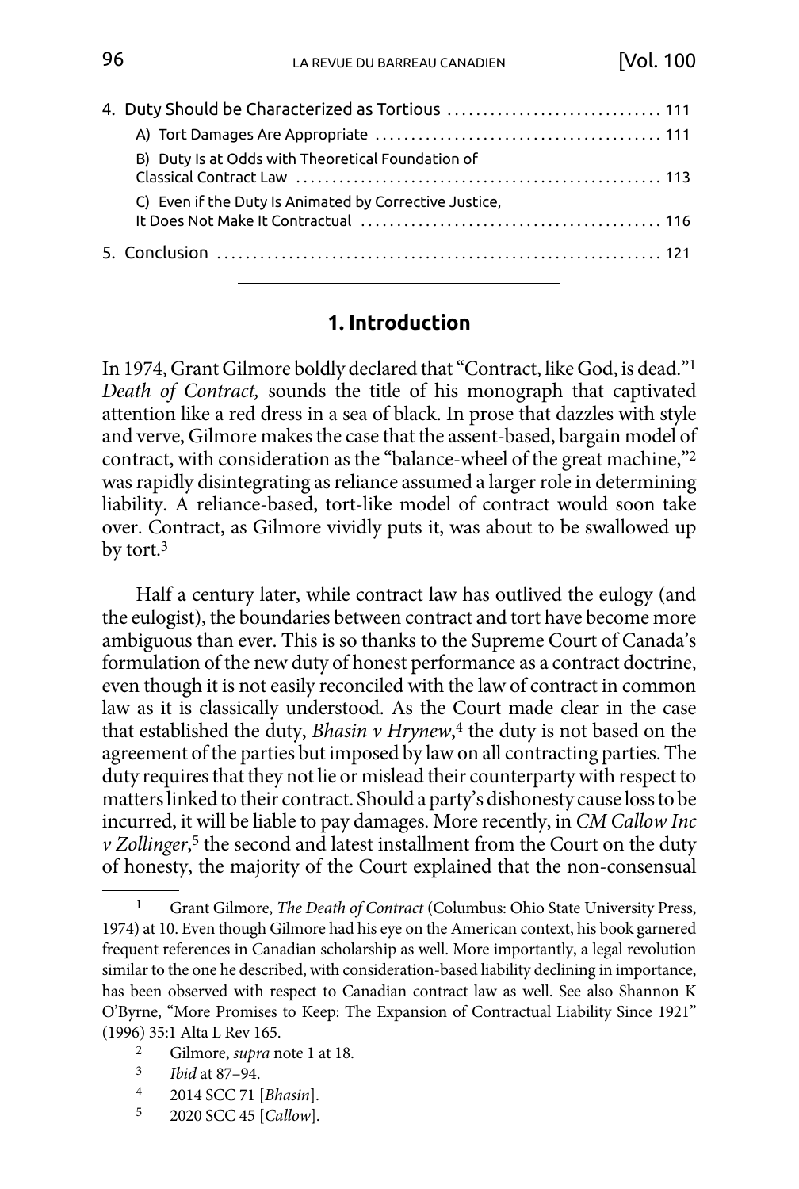4. Duty Should be Characterized as Tortious ............................. 111
   A) Tort Damages Are Appropriate ........................................ 111
   B) Duty Is at Odds with Theoretical Foundation of Classical Contract Law ................................................... 113
   C) Even if the Duty Is Animated by Corrective Justice, It Does Not Make It Contractual .......................................... 116
5. Conclusion ............................................................. 121

## 1. Introduction

In 1974, Grant Gilmore boldly declared that "Contract, like God, is dead."[1] *Death of Contract,* sounds the title of his monograph that captivated attention like a red dress in a sea of black. In prose that dazzles with style and verve, Gilmore makes the case that the assent-based, bargain model of contract, with consideration as the "balance-wheel of the great machine,"[2] was rapidly disintegrating as reliance assumed a larger role in determining liability. A reliance-based, tort-like model of contract would soon take over. Contract, as Gilmore vividly puts it, was about to be swallowed up by tort.[3]

Half a century later, while contract law has outlived the eulogy (and the eulogist), the boundaries between contract and tort have become more ambiguous than ever. This is so thanks to the Supreme Court of Canada's formulation of the new duty of honest performance as a contract doctrine, even though it is not easily reconciled with the law of contract in common law as it is classically understood. As the Court made clear in the case that established the duty, *Bhasin v Hrynew*,[4] the duty is not based on the agreement of the parties but imposed by law on all contracting parties. The duty requires that they not lie or mislead their counterparty with respect to matters linked to their contract. Should a party's dishonesty cause loss to be incurred, it will be liable to pay damages. More recently, in *CM Callow Inc v Zollinger*,[5] the second and latest installment from the Court on the duty of honesty, the majority of the Court explained that the non-consensual

---

[1] Grant Gilmore, *The Death of Contract* (Columbus: Ohio State University Press, 1974) at 10. Even though Gilmore had his eye on the American context, his book garnered frequent references in Canadian scholarship as well. More importantly, a legal revolution similar to the one he described, with consideration-based liability declining in importance, has been observed with respect to Canadian contract law as well. See also Shannon K O'Byrne, "More Promises to Keep: The Expansion of Contractual Liability Since 1921" (1996) 35:1 Alta L Rev 165.

[2] Gilmore, *supra* note 1 at 18.

[3] *Ibid* at 87–94.

[4] 2014 SCC 71 [*Bhasin*].

[5] 2020 SCC 45 [*Callow*].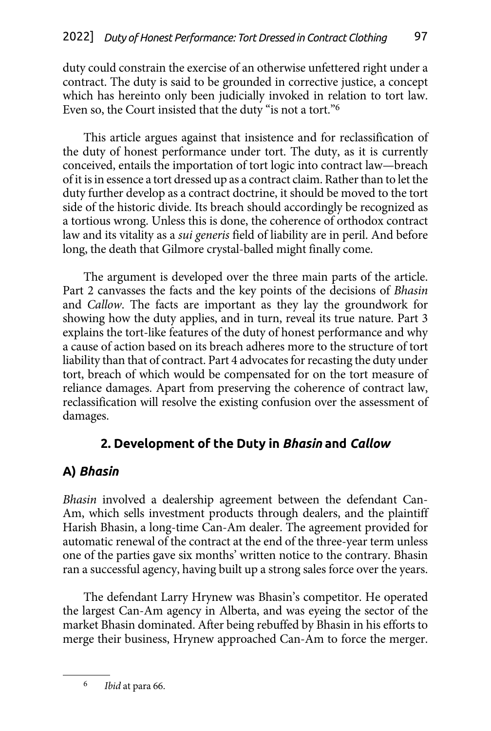duty could constrain the exercise of an otherwise unfettered right under a contract. The duty is said to be grounded in corrective justice, a concept which has hereinto only been judicially invoked in relation to tort law. Even so, the Court insisted that the duty "is not a tort."[6]

This article argues against that insistence and for reclassification of the duty of honest performance under tort. The duty, as it is currently conceived, entails the importation of tort logic into contract law—breach of it is in essence a tort dressed up as a contract claim. Rather than to let the duty further develop as a contract doctrine, it should be moved to the tort side of the historic divide. Its breach should accordingly be recognized as a tortious wrong. Unless this is done, the coherence of orthodox contract law and its vitality as a *sui generis* field of liability are in peril. And before long, the death that Gilmore crystal-balled might finally come.

The argument is developed over the three main parts of the article. Part 2 canvasses the facts and the key points of the decisions of *Bhasin* and *Callow*. The facts are important as they lay the groundwork for showing how the duty applies, and in turn, reveal its true nature. Part 3 explains the tort-like features of the duty of honest performance and why a cause of action based on its breach adheres more to the structure of tort liability than that of contract. Part 4 advocates for recasting the duty under tort, breach of which would be compensated for on the tort measure of reliance damages. Apart from preserving the coherence of contract law, reclassification will resolve the existing confusion over the assessment of damages.

## 2. Development of the Duty in *Bhasin* and *Callow*

### A) *Bhasin*

*Bhasin* involved a dealership agreement between the defendant Can-Am, which sells investment products through dealers, and the plaintiff Harish Bhasin, a long-time Can-Am dealer. The agreement provided for automatic renewal of the contract at the end of the three-year term unless one of the parties gave six months' written notice to the contrary. Bhasin ran a successful agency, having built up a strong sales force over the years.

The defendant Larry Hrynew was Bhasin's competitor. He operated the largest Can-Am agency in Alberta, and was eyeing the sector of the market Bhasin dominated. After being rebuffed by Bhasin in his efforts to merge their business, Hrynew approached Can-Am to force the merger.

---

[6] *Ibid* at para 66.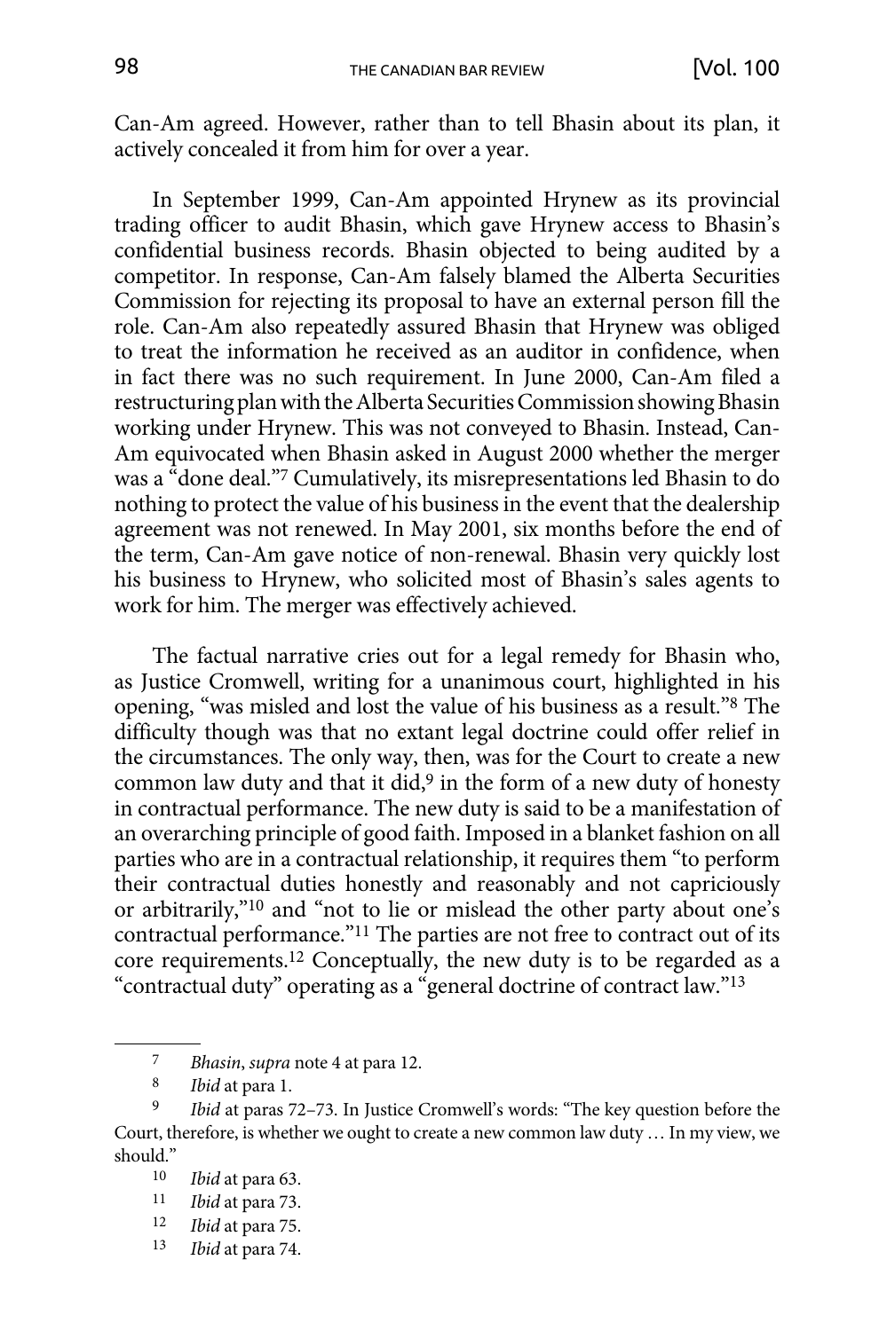Can-Am agreed. However, rather than to tell Bhasin about its plan, it actively concealed it from him for over a year.

In September 1999, Can-Am appointed Hrynew as its provincial trading officer to audit Bhasin, which gave Hrynew access to Bhasin's confidential business records. Bhasin objected to being audited by a competitor. In response, Can-Am falsely blamed the Alberta Securities Commission for rejecting its proposal to have an external person fill the role. Can-Am also repeatedly assured Bhasin that Hrynew was obliged to treat the information he received as an auditor in confidence, when in fact there was no such requirement. In June 2000, Can-Am filed a restructuring plan with the Alberta Securities Commission showing Bhasin working under Hrynew. This was not conveyed to Bhasin. Instead, Can-Am equivocated when Bhasin asked in August 2000 whether the merger was a "done deal."[7] Cumulatively, its misrepresentations led Bhasin to do nothing to protect the value of his business in the event that the dealership agreement was not renewed. In May 2001, six months before the end of the term, Can-Am gave notice of non-renewal. Bhasin very quickly lost his business to Hrynew, who solicited most of Bhasin's sales agents to work for him. The merger was effectively achieved.

The factual narrative cries out for a legal remedy for Bhasin who, as Justice Cromwell, writing for a unanimous court, highlighted in his opening, "was misled and lost the value of his business as a result."[8] The difficulty though was that no extant legal doctrine could offer relief in the circumstances. The only way, then, was for the Court to create a new common law duty and that it did,[9] in the form of a new duty of honesty in contractual performance. The new duty is said to be a manifestation of an overarching principle of good faith. Imposed in a blanket fashion on all parties who are in a contractual relationship, it requires them "to perform their contractual duties honestly and reasonably and not capriciously or arbitrarily,"[10] and "not to lie or mislead the other party about one's contractual performance."[11] The parties are not free to contract out of its core requirements.[12] Conceptually, the new duty is to be regarded as a "contractual duty" operating as a "general doctrine of contract law."[13]

---

7 *Bhasin*, *supra* note 4 at para 12.

8 *Ibid* at para 1.

9 *Ibid* at paras 72–73. In Justice Cromwell's words: "The key question before the Court, therefore, is whether we ought to create a new common law duty … In my view, we should."

10 *Ibid* at para 63.

11 *Ibid* at para 73.

12 *Ibid* at para 75.

13 *Ibid* at para 74.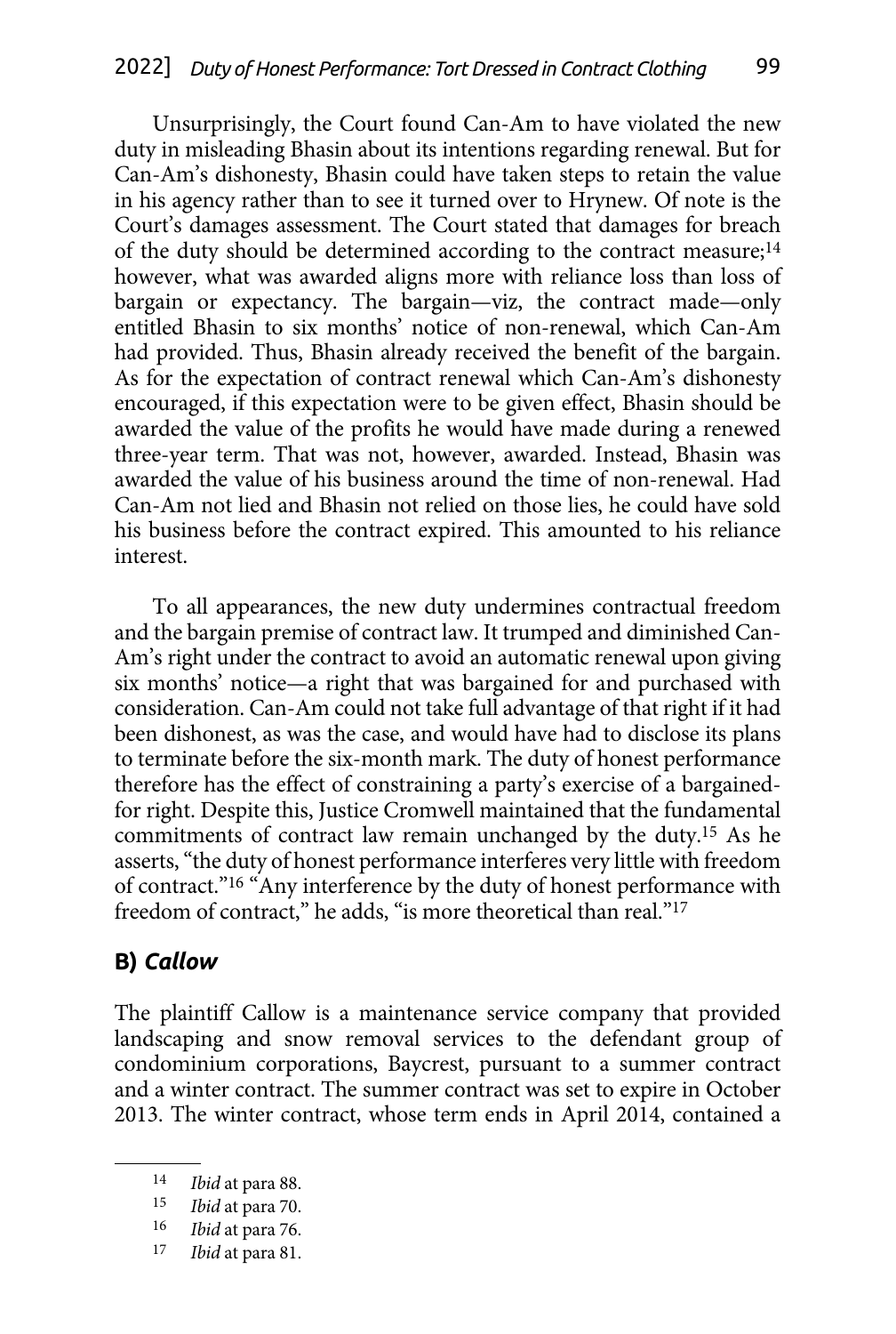Unsurprisingly, the Court found Can-Am to have violated the new duty in misleading Bhasin about its intentions regarding renewal. But for Can-Am's dishonesty, Bhasin could have taken steps to retain the value in his agency rather than to see it turned over to Hrynew. Of note is the Court's damages assessment. The Court stated that damages for breach of the duty should be determined according to the contract measure;[14] however, what was awarded aligns more with reliance loss than loss of bargain or expectancy. The bargain—viz, the contract made—only entitled Bhasin to six months' notice of non-renewal, which Can-Am had provided. Thus, Bhasin already received the benefit of the bargain. As for the expectation of contract renewal which Can-Am's dishonesty encouraged, if this expectation were to be given effect, Bhasin should be awarded the value of the profits he would have made during a renewed three-year term. That was not, however, awarded. Instead, Bhasin was awarded the value of his business around the time of non-renewal. Had Can-Am not lied and Bhasin not relied on those lies, he could have sold his business before the contract expired. This amounted to his reliance interest.

To all appearances, the new duty undermines contractual freedom and the bargain premise of contract law. It trumped and diminished Can-Am's right under the contract to avoid an automatic renewal upon giving six months' notice—a right that was bargained for and purchased with consideration. Can-Am could not take full advantage of that right if it had been dishonest, as was the case, and would have had to disclose its plans to terminate before the six-month mark. The duty of honest performance therefore has the effect of constraining a party's exercise of a bargained-for right. Despite this, Justice Cromwell maintained that the fundamental commitments of contract law remain unchanged by the duty.[15] As he asserts, "the duty of honest performance interferes very little with freedom of contract."[16] "Any interference by the duty of honest performance with freedom of contract," he adds, "is more theoretical than real."[17]

## B) *Callow*

The plaintiff Callow is a maintenance service company that provided landscaping and snow removal services to the defendant group of condominium corporations, Baycrest, pursuant to a summer contract and a winter contract. The summer contract was set to expire in October 2013. The winter contract, whose term ends in April 2014, contained a

---

[14] *Ibid* at para 88.

[15] *Ibid* at para 70.

[16] *Ibid* at para 76.

[17] *Ibid* at para 81.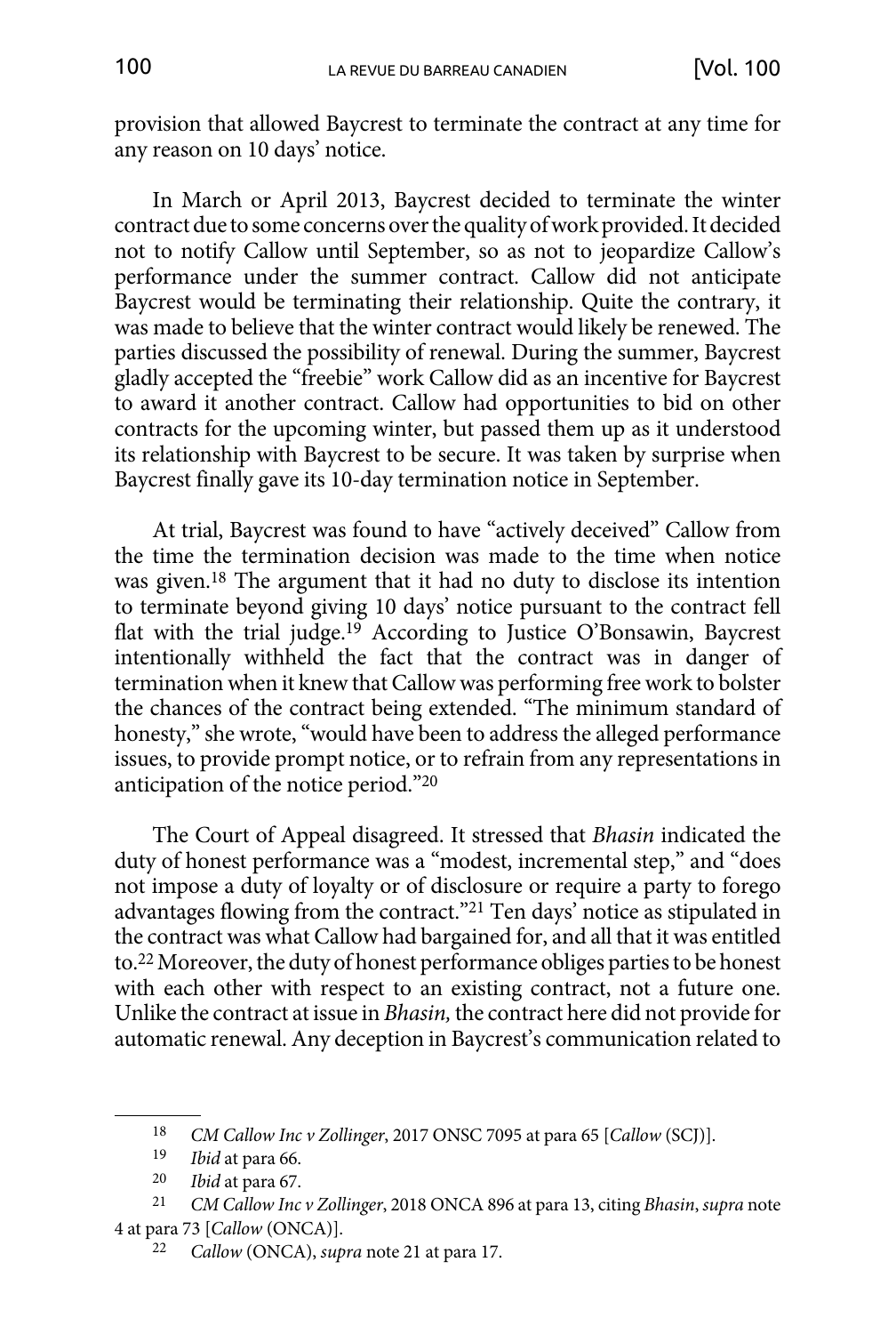provision that allowed Baycrest to terminate the contract at any time for any reason on 10 days' notice.

In March or April 2013, Baycrest decided to terminate the winter contract due to some concerns over the quality of work provided. It decided not to notify Callow until September, so as not to jeopardize Callow's performance under the summer contract. Callow did not anticipate Baycrest would be terminating their relationship. Quite the contrary, it was made to believe that the winter contract would likely be renewed. The parties discussed the possibility of renewal. During the summer, Baycrest gladly accepted the "freebie" work Callow did as an incentive for Baycrest to award it another contract. Callow had opportunities to bid on other contracts for the upcoming winter, but passed them up as it understood its relationship with Baycrest to be secure. It was taken by surprise when Baycrest finally gave its 10-day termination notice in September.

At trial, Baycrest was found to have "actively deceived" Callow from the time the termination decision was made to the time when notice was given.[18] The argument that it had no duty to disclose its intention to terminate beyond giving 10 days' notice pursuant to the contract fell flat with the trial judge.[19] According to Justice O'Bonsawin, Baycrest intentionally withheld the fact that the contract was in danger of termination when it knew that Callow was performing free work to bolster the chances of the contract being extended. "The minimum standard of honesty," she wrote, "would have been to address the alleged performance issues, to provide prompt notice, or to refrain from any representations in anticipation of the notice period."[20]

The Court of Appeal disagreed. It stressed that *Bhasin* indicated the duty of honest performance was a "modest, incremental step," and "does not impose a duty of loyalty or of disclosure or require a party to forego advantages flowing from the contract."[21] Ten days' notice as stipulated in the contract was what Callow had bargained for, and all that it was entitled to.[22] Moreover, the duty of honest performance obliges parties to be honest with each other with respect to an existing contract, not a future one. Unlike the contract at issue in *Bhasin,* the contract here did not provide for automatic renewal. Any deception in Baycrest's communication related to

---

[18] *CM Callow Inc v Zollinger*, 2017 ONSC 7095 at para 65 [*Callow* (SCJ)].

[19] *Ibid* at para 66.

[20] *Ibid* at para 67.

[21] *CM Callow Inc v Zollinger*, 2018 ONCA 896 at para 13, citing *Bhasin*, *supra* note 4 at para 73 [*Callow* (ONCA)].

[22] *Callow* (ONCA), *supra* note 21 at para 17.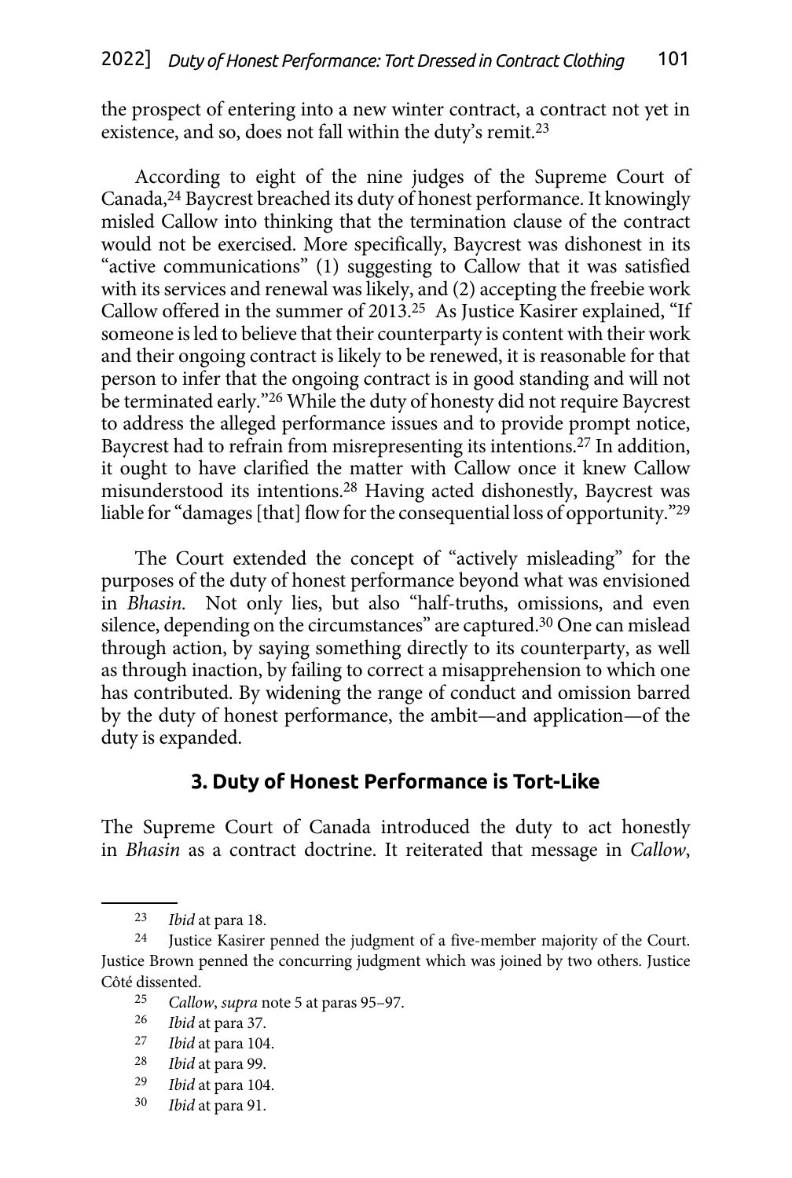the prospect of entering into a new winter contract, a contract not yet in existence, and so, does not fall within the duty's remit.[23]

According to eight of the nine judges of the Supreme Court of Canada,[24] Baycrest breached its duty of honest performance. It knowingly misled Callow into thinking that the termination clause of the contract would not be exercised. More specifically, Baycrest was dishonest in its "active communications" (1) suggesting to Callow that it was satisfied with its services and renewal was likely, and (2) accepting the freebie work Callow offered in the summer of 2013.[25] As Justice Kasirer explained, "If someone is led to believe that their counterparty is content with their work and their ongoing contract is likely to be renewed, it is reasonable for that person to infer that the ongoing contract is in good standing and will not be terminated early."[26] While the duty of honesty did not require Baycrest to address the alleged performance issues and to provide prompt notice, Baycrest had to refrain from misrepresenting its intentions.[27] In addition, it ought to have clarified the matter with Callow once it knew Callow misunderstood its intentions.[28] Having acted dishonestly, Baycrest was liable for "damages [that] flow for the consequential loss of opportunity."[29]

The Court extended the concept of "actively misleading" for the purposes of the duty of honest performance beyond what was envisioned in *Bhasin*. Not only lies, but also "half-truths, omissions, and even silence, depending on the circumstances" are captured.[30] One can mislead through action, by saying something directly to its counterparty, as well as through inaction, by failing to correct a misapprehension to which one has contributed. By widening the range of conduct and omission barred by the duty of honest performance, the ambit—and application—of the duty is expanded.

### 3. Duty of Honest Performance is Tort-Like

The Supreme Court of Canada introduced the duty to act honestly in *Bhasin* as a contract doctrine. It reiterated that message in *Callow*,

---

[23] *Ibid* at para 18.

[24] Justice Kasirer penned the judgment of a five-member majority of the Court. Justice Brown penned the concurring judgment which was joined by two others. Justice Côté dissented.

[25] *Callow*, *supra* note 5 at paras 95–97.

[26] *Ibid* at para 37.

[27] *Ibid* at para 104.

[28] *Ibid* at para 99.

[29] *Ibid* at para 104.

[30] *Ibid* at para 91.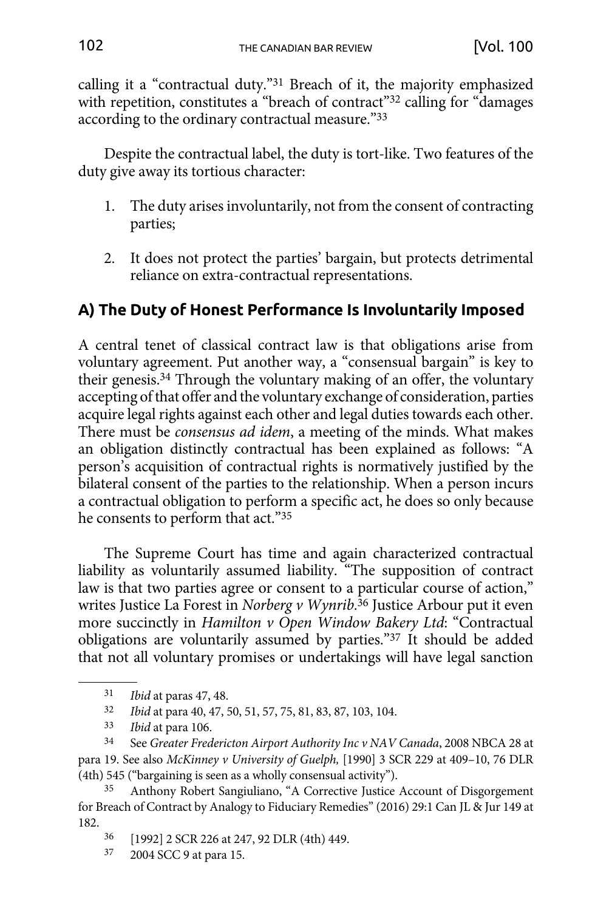calling it a "contractual duty."[31] Breach of it, the majority emphasized with repetition, constitutes a "breach of contract"[32] calling for "damages according to the ordinary contractual measure."[33]

Despite the contractual label, the duty is tort-like. Two features of the duty give away its tortious character:

1. The duty arises involuntarily, not from the consent of contracting parties;

2. It does not protect the parties' bargain, but protects detrimental reliance on extra-contractual representations.

## A) The Duty of Honest Performance Is Involuntarily Imposed

A central tenet of classical contract law is that obligations arise from voluntary agreement. Put another way, a "consensual bargain" is key to their genesis.[34] Through the voluntary making of an offer, the voluntary accepting of that offer and the voluntary exchange of consideration, parties acquire legal rights against each other and legal duties towards each other. There must be *consensus ad idem*, a meeting of the minds. What makes an obligation distinctly contractual has been explained as follows: "A person's acquisition of contractual rights is normatively justified by the bilateral consent of the parties to the relationship. When a person incurs a contractual obligation to perform a specific act, he does so only because he consents to perform that act."[35]

The Supreme Court has time and again characterized contractual liability as voluntarily assumed liability. "The supposition of contract law is that two parties agree or consent to a particular course of action," writes Justice La Forest in *Norberg v Wynrib*.[36] Justice Arbour put it even more succinctly in *Hamilton v Open Window Bakery Ltd*: "Contractual obligations are voluntarily assumed by parties."[37] It should be added that not all voluntary promises or undertakings will have legal sanction

---

31 *Ibid* at paras 47, 48.

32 *Ibid* at para 40, 47, 50, 51, 57, 75, 81, 83, 87, 103, 104.

33 *Ibid* at para 106.

34 See *Greater Fredericton Airport Authority Inc v NAV Canada*, 2008 NBCA 28 at para 19. See also *McKinney v University of Guelph,* [1990] 3 SCR 229 at 409–10, 76 DLR (4th) 545 ("bargaining is seen as a wholly consensual activity").

35 Anthony Robert Sangiuliano, "A Corrective Justice Account of Disgorgement for Breach of Contract by Analogy to Fiduciary Remedies" (2016) 29:1 Can JL & Jur 149 at 182.

36 [1992] 2 SCR 226 at 247, 92 DLR (4th) 449.

37 2004 SCC 9 at para 15.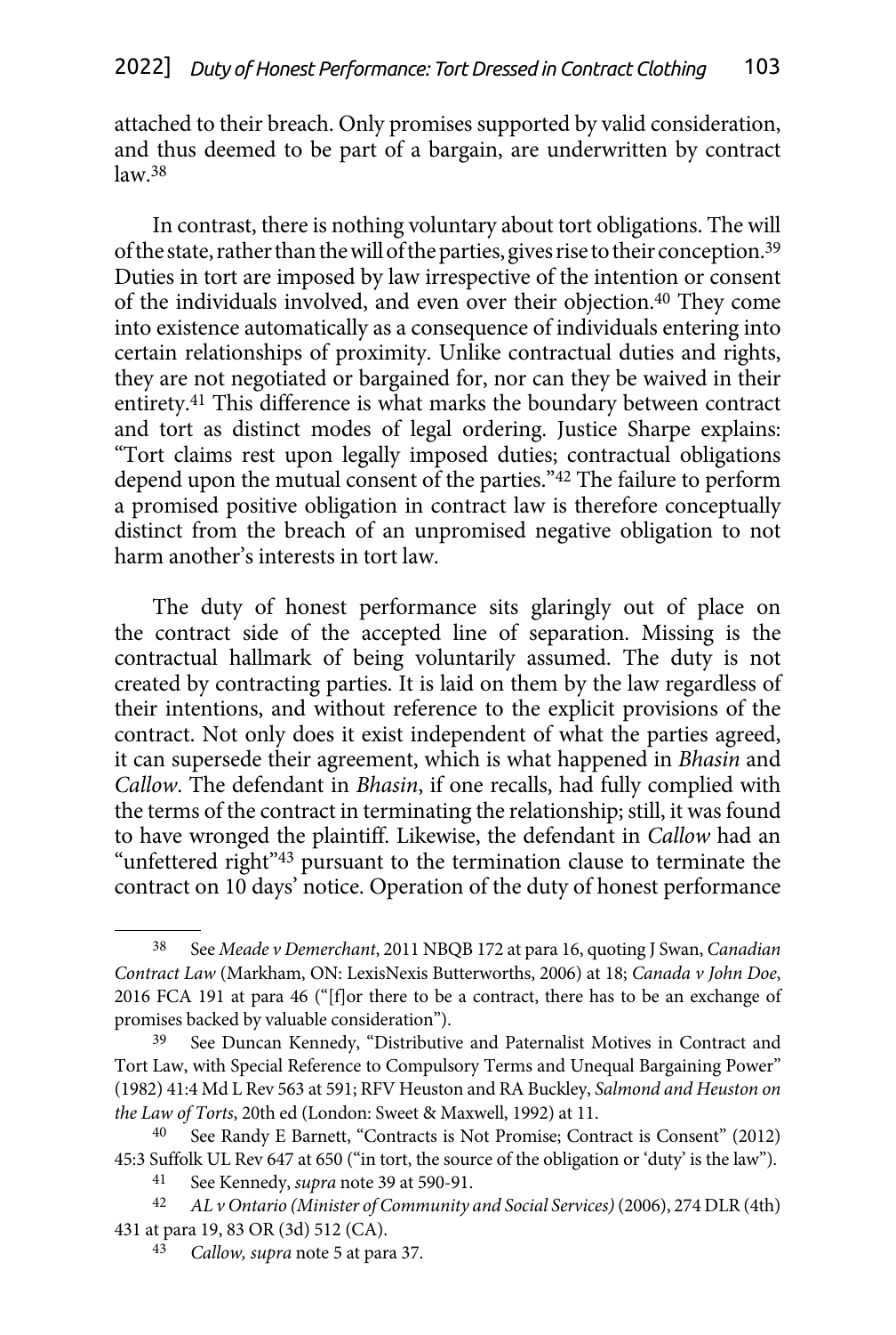attached to their breach. Only promises supported by valid consideration, and thus deemed to be part of a bargain, are underwritten by contract law.[38]

In contrast, there is nothing voluntary about tort obligations. The will of the state, rather than the will of the parties, gives rise to their conception.[39] Duties in tort are imposed by law irrespective of the intention or consent of the individuals involved, and even over their objection.[40] They come into existence automatically as a consequence of individuals entering into certain relationships of proximity. Unlike contractual duties and rights, they are not negotiated or bargained for, nor can they be waived in their entirety.[41] This difference is what marks the boundary between contract and tort as distinct modes of legal ordering. Justice Sharpe explains: "Tort claims rest upon legally imposed duties; contractual obligations depend upon the mutual consent of the parties."[42] The failure to perform a promised positive obligation in contract law is therefore conceptually distinct from the breach of an unpromised negative obligation to not harm another's interests in tort law.

The duty of honest performance sits glaringly out of place on the contract side of the accepted line of separation. Missing is the contractual hallmark of being voluntarily assumed. The duty is not created by contracting parties. It is laid on them by the law regardless of their intentions, and without reference to the explicit provisions of the contract. Not only does it exist independent of what the parties agreed, it can supersede their agreement, which is what happened in *Bhasin* and *Callow*. The defendant in *Bhasin*, if one recalls, had fully complied with the terms of the contract in terminating the relationship; still, it was found to have wronged the plaintiff. Likewise, the defendant in *Callow* had an "unfettered right"[43] pursuant to the termination clause to terminate the contract on 10 days' notice. Operation of the duty of honest performance

---

38 See *Meade v Demerchant*, 2011 NBQB 172 at para 16, quoting J Swan, *Canadian Contract Law* (Markham, ON: LexisNexis Butterworths, 2006) at 18; *Canada v John Doe*, 2016 FCA 191 at para 46 ("[f]or there to be a contract, there has to be an exchange of promises backed by valuable consideration").

39 See Duncan Kennedy, "Distributive and Paternalist Motives in Contract and Tort Law, with Special Reference to Compulsory Terms and Unequal Bargaining Power" (1982) 41:4 Md L Rev 563 at 591; RFV Heuston and RA Buckley, *Salmond and Heuston on the Law of Torts*, 20th ed (London: Sweet & Maxwell, 1992) at 11.

40 See Randy E Barnett, "Contracts is Not Promise; Contract is Consent" (2012) 45:3 Suffolk UL Rev 647 at 650 ("in tort, the source of the obligation or 'duty' is the law").

41 See Kennedy, *supra* note 39 at 590-91.

42 *AL v Ontario (Minister of Community and Social Services)* (2006), 274 DLR (4th) 431 at para 19, 83 OR (3d) 512 (CA).

43 *Callow, supra* note 5 at para 37.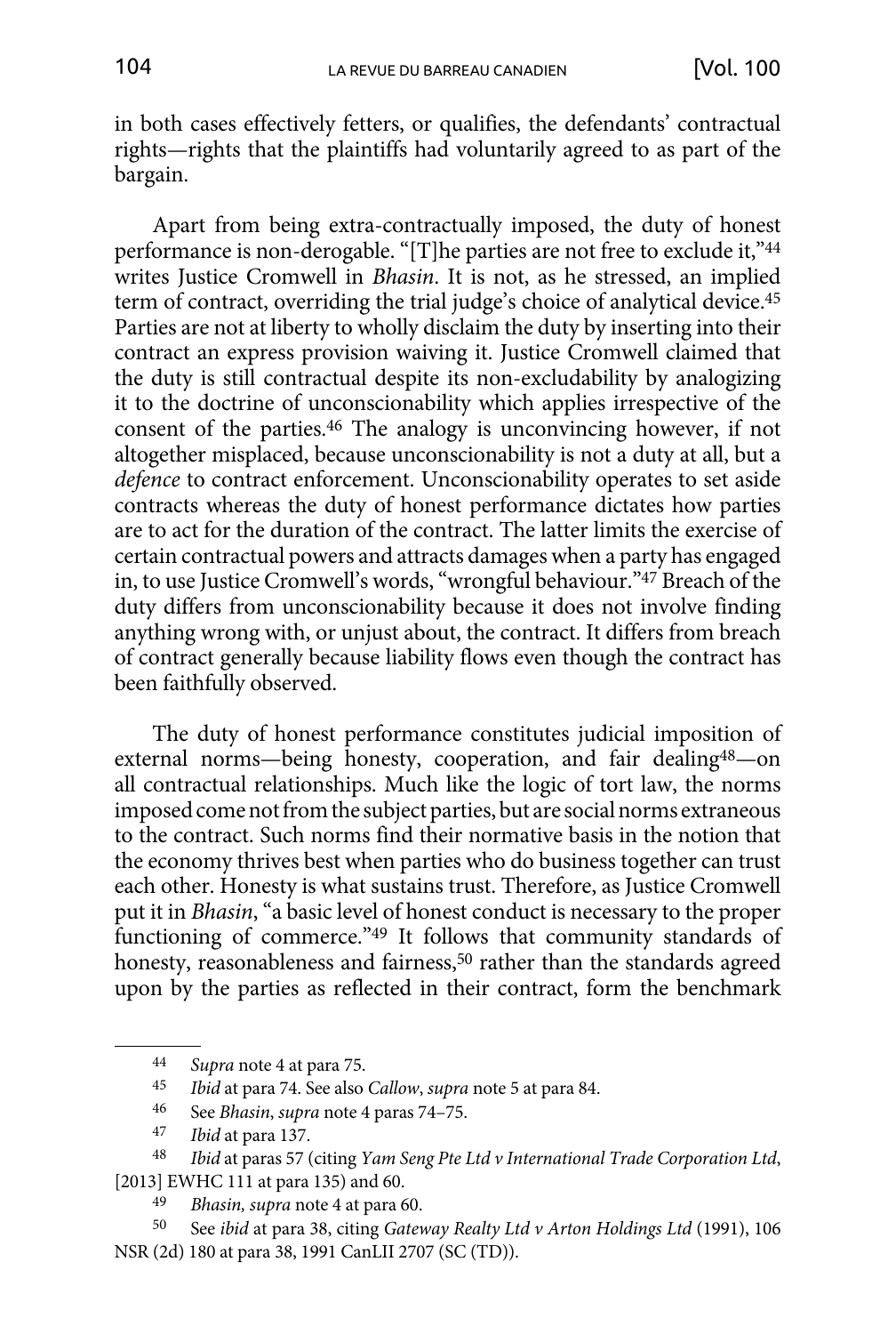in both cases effectively fetters, or qualifies, the defendants' contractual rights—rights that the plaintiffs had voluntarily agreed to as part of the bargain.

Apart from being extra-contractually imposed, the duty of honest performance is non-derogable. "[T]he parties are not free to exclude it,"[44] writes Justice Cromwell in *Bhasin*. It is not, as he stressed, an implied term of contract, overriding the trial judge's choice of analytical device.[45] Parties are not at liberty to wholly disclaim the duty by inserting into their contract an express provision waiving it. Justice Cromwell claimed that the duty is still contractual despite its non-excludability by analogizing it to the doctrine of unconscionability which applies irrespective of the consent of the parties.[46] The analogy is unconvincing however, if not altogether misplaced, because unconscionability is not a duty at all, but a *defence* to contract enforcement. Unconscionability operates to set aside contracts whereas the duty of honest performance dictates how parties are to act for the duration of the contract. The latter limits the exercise of certain contractual powers and attracts damages when a party has engaged in, to use Justice Cromwell's words, "wrongful behaviour."[47] Breach of the duty differs from unconscionability because it does not involve finding anything wrong with, or unjust about, the contract. It differs from breach of contract generally because liability flows even though the contract has been faithfully observed.

The duty of honest performance constitutes judicial imposition of external norms—being honesty, cooperation, and fair dealing[48]—on all contractual relationships. Much like the logic of tort law, the norms imposed come not from the subject parties, but are social norms extraneous to the contract. Such norms find their normative basis in the notion that the economy thrives best when parties who do business together can trust each other. Honesty is what sustains trust. Therefore, as Justice Cromwell put it in *Bhasin*, "a basic level of honest conduct is necessary to the proper functioning of commerce."[49] It follows that community standards of honesty, reasonableness and fairness,[50] rather than the standards agreed upon by the parties as reflected in their contract, form the benchmark

---

44 *Supra* note 4 at para 75.

45 *Ibid* at para 74. See also *Callow*, *supra* note 5 at para 84.

46 See *Bhasin*, *supra* note 4 paras 74–75.

47 *Ibid* at para 137.

48 *Ibid* at paras 57 (citing *Yam Seng Pte Ltd v International Trade Corporation Ltd*, [2013] EWHC 111 at para 135) and 60.

49 *Bhasin, supra* note 4 at para 60.

50 See *ibid* at para 38, citing *Gateway Realty Ltd v Arton Holdings Ltd* (1991), 106 NSR (2d) 180 at para 38, 1991 CanLII 2707 (SC (TD)).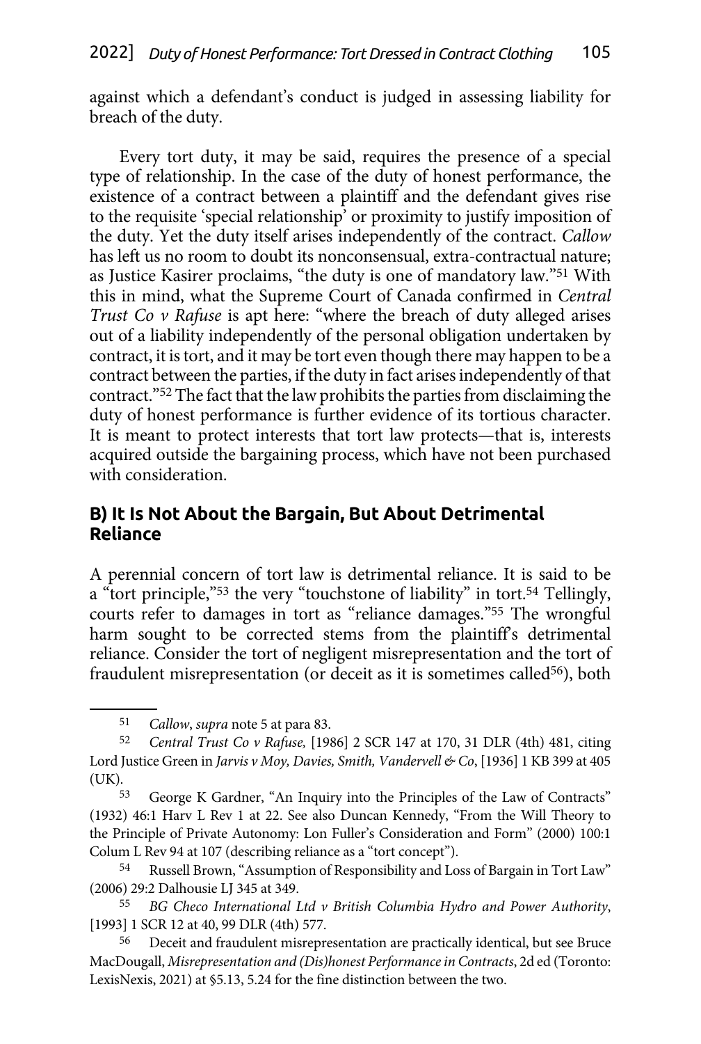against which a defendant's conduct is judged in assessing liability for breach of the duty.

Every tort duty, it may be said, requires the presence of a special type of relationship. In the case of the duty of honest performance, the existence of a contract between a plaintiff and the defendant gives rise to the requisite 'special relationship' or proximity to justify imposition of the duty. Yet the duty itself arises independently of the contract. *Callow* has left us no room to doubt its nonconsensual, extra-contractual nature; as Justice Kasirer proclaims, "the duty is one of mandatory law."[51] With this in mind, what the Supreme Court of Canada confirmed in *Central Trust Co v Rafuse* is apt here: "where the breach of duty alleged arises out of a liability independently of the personal obligation undertaken by contract, it is tort, and it may be tort even though there may happen to be a contract between the parties, if the duty in fact arises independently of that contract."[52] The fact that the law prohibits the parties from disclaiming the duty of honest performance is further evidence of its tortious character. It is meant to protect interests that tort law protects—that is, interests acquired outside the bargaining process, which have not been purchased with consideration.

## B) It Is Not About the Bargain, But About Detrimental Reliance

A perennial concern of tort law is detrimental reliance. It is said to be a "tort principle,"[53] the very "touchstone of liability" in tort.[54] Tellingly, courts refer to damages in tort as "reliance damages."[55] The wrongful harm sought to be corrected stems from the plaintiff's detrimental reliance. Consider the tort of negligent misrepresentation and the tort of fraudulent misrepresentation (or deceit as it is sometimes called[56]), both

---

51 *Callow*, *supra* note 5 at para 83.

52 *Central Trust Co v Rafuse,* [1986] 2 SCR 147 at 170, 31 DLR (4th) 481, citing Lord Justice Green in *Jarvis v Moy, Davies, Smith, Vandervell & Co*, [1936] 1 KB 399 at 405 (UK).

53 George K Gardner, "An Inquiry into the Principles of the Law of Contracts" (1932) 46:1 Harv L Rev 1 at 22. See also Duncan Kennedy, "From the Will Theory to the Principle of Private Autonomy: Lon Fuller's Consideration and Form" (2000) 100:1 Colum L Rev 94 at 107 (describing reliance as a "tort concept").

54 Russell Brown, "Assumption of Responsibility and Loss of Bargain in Tort Law" (2006) 29:2 Dalhousie LJ 345 at 349.

55 *BG Checo International Ltd v British Columbia Hydro and Power Authority*, [1993] 1 SCR 12 at 40, 99 DLR (4th) 577.

56 Deceit and fraudulent misrepresentation are practically identical, but see Bruce MacDougall, *Misrepresentation and (Dis)honest Performance in Contracts*, 2d ed (Toronto: LexisNexis, 2021) at §5.13, 5.24 for the fine distinction between the two.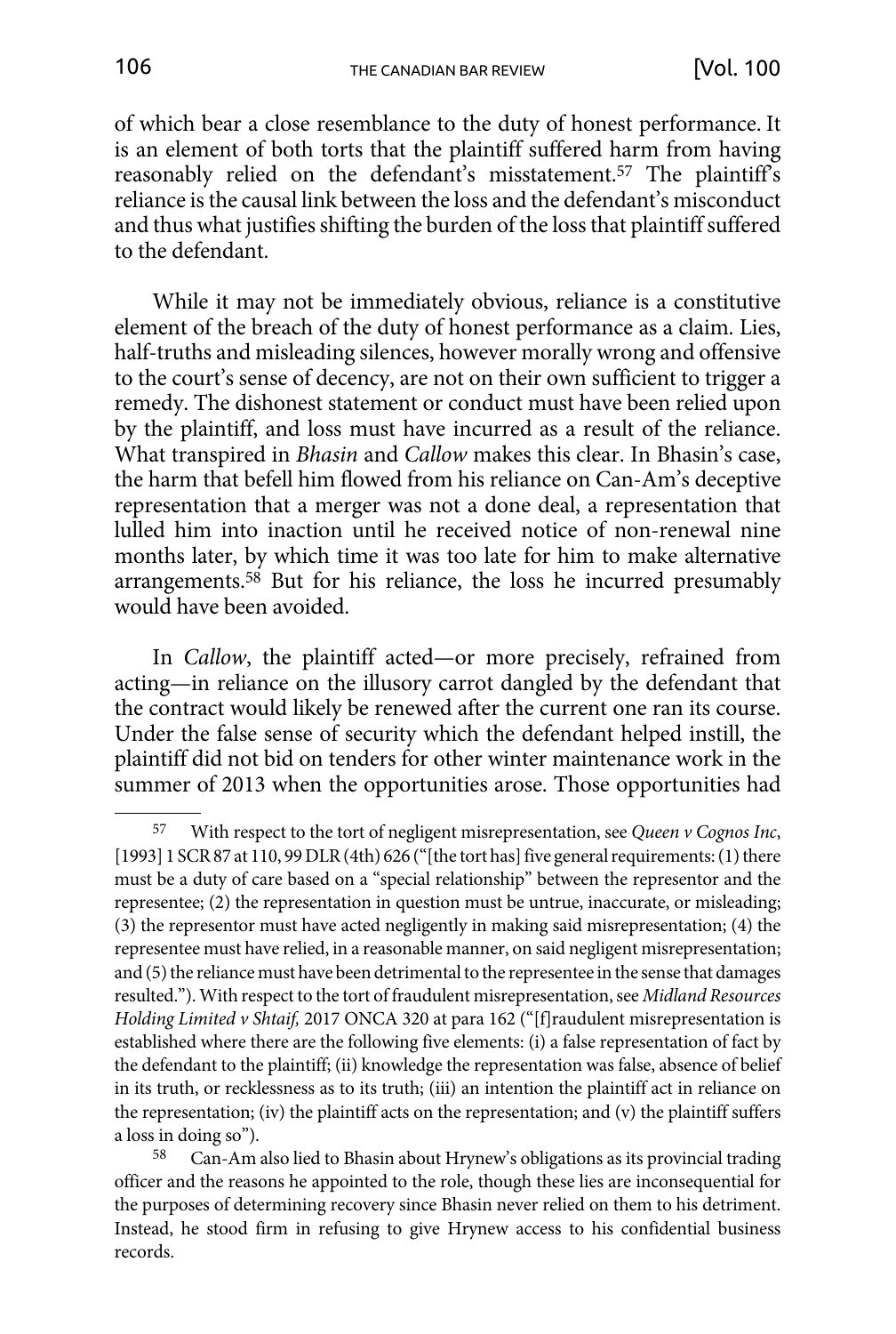of which bear a close resemblance to the duty of honest performance. It is an element of both torts that the plaintiff suffered harm from having reasonably relied on the defendant's misstatement.[57] The plaintiff's reliance is the causal link between the loss and the defendant's misconduct and thus what justifies shifting the burden of the loss that plaintiff suffered to the defendant.

While it may not be immediately obvious, reliance is a constitutive element of the breach of the duty of honest performance as a claim. Lies, half-truths and misleading silences, however morally wrong and offensive to the court's sense of decency, are not on their own sufficient to trigger a remedy. The dishonest statement or conduct must have been relied upon by the plaintiff, and loss must have incurred as a result of the reliance. What transpired in *Bhasin* and *Callow* makes this clear. In Bhasin's case, the harm that befell him flowed from his reliance on Can-Am's deceptive representation that a merger was not a done deal, a representation that lulled him into inaction until he received notice of non-renewal nine months later, by which time it was too late for him to make alternative arrangements.[58] But for his reliance, the loss he incurred presumably would have been avoided.

In *Callow*, the plaintiff acted—or more precisely, refrained from acting—in reliance on the illusory carrot dangled by the defendant that the contract would likely be renewed after the current one ran its course. Under the false sense of security which the defendant helped instill, the plaintiff did not bid on tenders for other winter maintenance work in the summer of 2013 when the opportunities arose. Those opportunities had

---

[57] With respect to the tort of negligent misrepresentation, see *Queen v Cognos Inc*, [1993] 1 SCR 87 at 110, 99 DLR (4th) 626 ("[the tort has] five general requirements: (1) there must be a duty of care based on a "special relationship" between the representor and the representee; (2) the representation in question must be untrue, inaccurate, or misleading; (3) the representor must have acted negligently in making said misrepresentation; (4) the representee must have relied, in a reasonable manner, on said negligent misrepresentation; and (5) the reliance must have been detrimental to the representee in the sense that damages resulted."). With respect to the tort of fraudulent misrepresentation, see *Midland Resources Holding Limited v Shtaif,* 2017 ONCA 320 at para 162 ("[f]raudulent misrepresentation is established where there are the following five elements: (i) a false representation of fact by the defendant to the plaintiff; (ii) knowledge the representation was false, absence of belief in its truth, or recklessness as to its truth; (iii) an intention the plaintiff act in reliance on the representation; (iv) the plaintiff acts on the representation; and (v) the plaintiff suffers a loss in doing so").

[58] Can-Am also lied to Bhasin about Hrynew's obligations as its provincial trading officer and the reasons he appointed to the role, though these lies are inconsequential for the purposes of determining recovery since Bhasin never relied on them to his detriment. Instead, he stood firm in refusing to give Hrynew access to his confidential business records.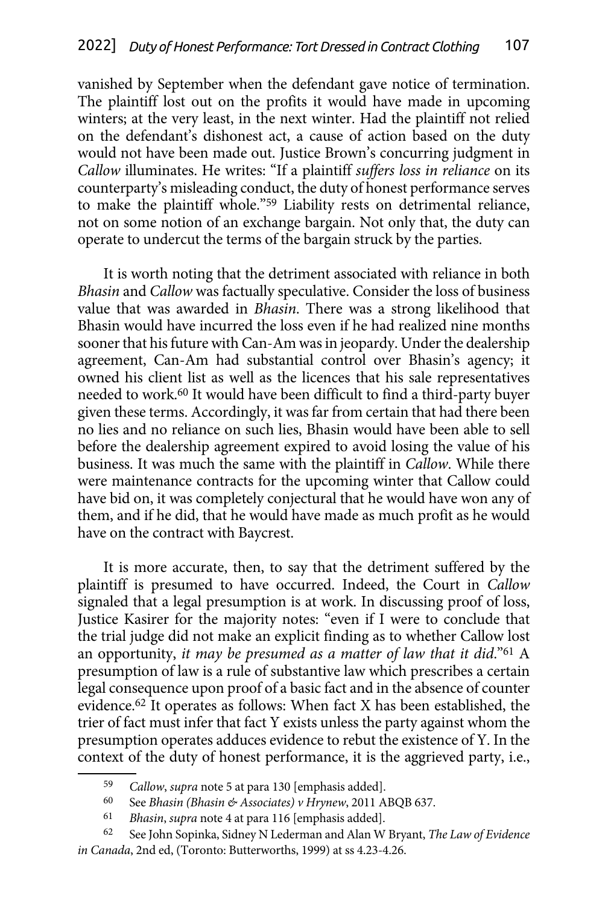vanished by September when the defendant gave notice of termination. The plaintiff lost out on the profits it would have made in upcoming winters; at the very least, in the next winter. Had the plaintiff not relied on the defendant's dishonest act, a cause of action based on the duty would not have been made out. Justice Brown's concurring judgment in *Callow* illuminates. He writes: "If a plaintiff *suffers loss in reliance* on its counterparty's misleading conduct, the duty of honest performance serves to make the plaintiff whole."[59] Liability rests on detrimental reliance, not on some notion of an exchange bargain. Not only that, the duty can operate to undercut the terms of the bargain struck by the parties.

It is worth noting that the detriment associated with reliance in both *Bhasin* and *Callow* was factually speculative. Consider the loss of business value that was awarded in *Bhasin*. There was a strong likelihood that Bhasin would have incurred the loss even if he had realized nine months sooner that his future with Can-Am was in jeopardy. Under the dealership agreement, Can-Am had substantial control over Bhasin's agency; it owned his client list as well as the licences that his sale representatives needed to work.[60] It would have been difficult to find a third-party buyer given these terms. Accordingly, it was far from certain that had there been no lies and no reliance on such lies, Bhasin would have been able to sell before the dealership agreement expired to avoid losing the value of his business. It was much the same with the plaintiff in *Callow*. While there were maintenance contracts for the upcoming winter that Callow could have bid on, it was completely conjectural that he would have won any of them, and if he did, that he would have made as much profit as he would have on the contract with Baycrest.

It is more accurate, then, to say that the detriment suffered by the plaintiff is presumed to have occurred. Indeed, the Court in *Callow* signaled that a legal presumption is at work. In discussing proof of loss, Justice Kasirer for the majority notes: "even if I were to conclude that the trial judge did not make an explicit finding as to whether Callow lost an opportunity, *it may be presumed as a matter of law that it did*."[61] A presumption of law is a rule of substantive law which prescribes a certain legal consequence upon proof of a basic fact and in the absence of counter evidence.[62] It operates as follows: When fact X has been established, the trier of fact must infer that fact Y exists unless the party against whom the presumption operates adduces evidence to rebut the existence of Y. In the context of the duty of honest performance, it is the aggrieved party, i.e.,

---

[59] *Callow*, *supra* note 5 at para 130 [emphasis added].

[60] See *Bhasin (Bhasin & Associates) v Hrynew*, 2011 ABQB 637.

[61] *Bhasin*, *supra* note 4 at para 116 [emphasis added].

[62] See John Sopinka, Sidney N Lederman and Alan W Bryant, *The Law of Evidence in Canada*, 2nd ed, (Toronto: Butterworths, 1999) at ss 4.23-4.26.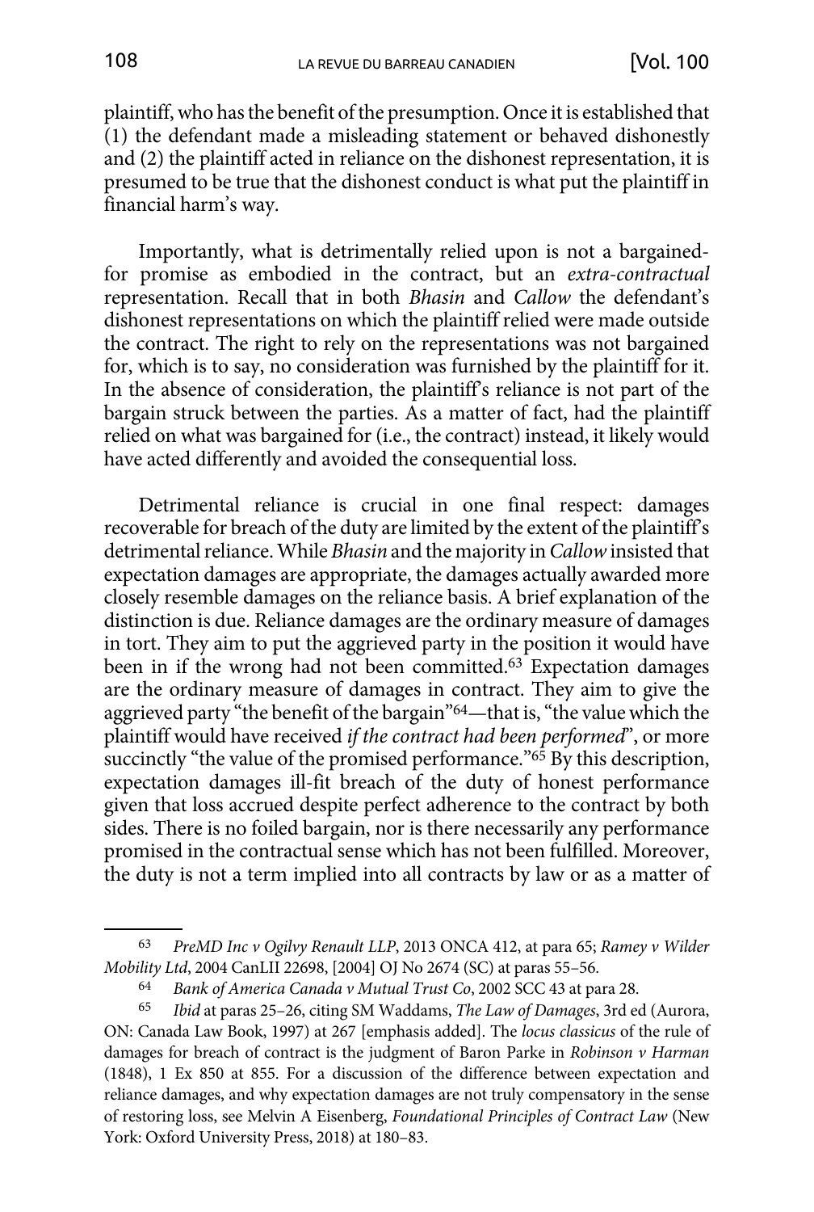plaintiff, who has the benefit of the presumption. Once it is established that (1) the defendant made a misleading statement or behaved dishonestly and (2) the plaintiff acted in reliance on the dishonest representation, it is presumed to be true that the dishonest conduct is what put the plaintiff in financial harm's way.

Importantly, what is detrimentally relied upon is not a bargained-for promise as embodied in the contract, but an *extra-contractual* representation. Recall that in both *Bhasin* and *Callow* the defendant's dishonest representations on which the plaintiff relied were made outside the contract. The right to rely on the representations was not bargained for, which is to say, no consideration was furnished by the plaintiff for it. In the absence of consideration, the plaintiff's reliance is not part of the bargain struck between the parties. As a matter of fact, had the plaintiff relied on what was bargained for (i.e., the contract) instead, it likely would have acted differently and avoided the consequential loss.

Detrimental reliance is crucial in one final respect: damages recoverable for breach of the duty are limited by the extent of the plaintiff's detrimental reliance. While *Bhasin* and the majority in *Callow* insisted that expectation damages are appropriate, the damages actually awarded more closely resemble damages on the reliance basis. A brief explanation of the distinction is due. Reliance damages are the ordinary measure of damages in tort. They aim to put the aggrieved party in the position it would have been in if the wrong had not been committed.[63] Expectation damages are the ordinary measure of damages in contract. They aim to give the aggrieved party "the benefit of the bargain"[64]—that is, "the value which the plaintiff would have received *if the contract had been performed*", or more succinctly "the value of the promised performance."[65] By this description, expectation damages ill-fit breach of the duty of honest performance given that loss accrued despite perfect adherence to the contract by both sides. There is no foiled bargain, nor is there necessarily any performance promised in the contractual sense which has not been fulfilled. Moreover, the duty is not a term implied into all contracts by law or as a matter of

---

[63] *PreMD Inc v Ogilvy Renault LLP*, 2013 ONCA 412, at para 65; *Ramey v Wilder Mobility Ltd*, 2004 CanLII 22698, [2004] OJ No 2674 (SC) at paras 55–56.

[64] *Bank of America Canada v Mutual Trust Co*, 2002 SCC 43 at para 28.

[65] *Ibid* at paras 25–26, citing SM Waddams, *The Law of Damages*, 3rd ed (Aurora, ON: Canada Law Book, 1997) at 267 [emphasis added]. The *locus classicus* of the rule of damages for breach of contract is the judgment of Baron Parke in *Robinson v Harman* (1848), 1 Ex 850 at 855. For a discussion of the difference between expectation and reliance damages, and why expectation damages are not truly compensatory in the sense of restoring loss, see Melvin A Eisenberg, *Foundational Principles of Contract Law* (New York: Oxford University Press, 2018) at 180–83.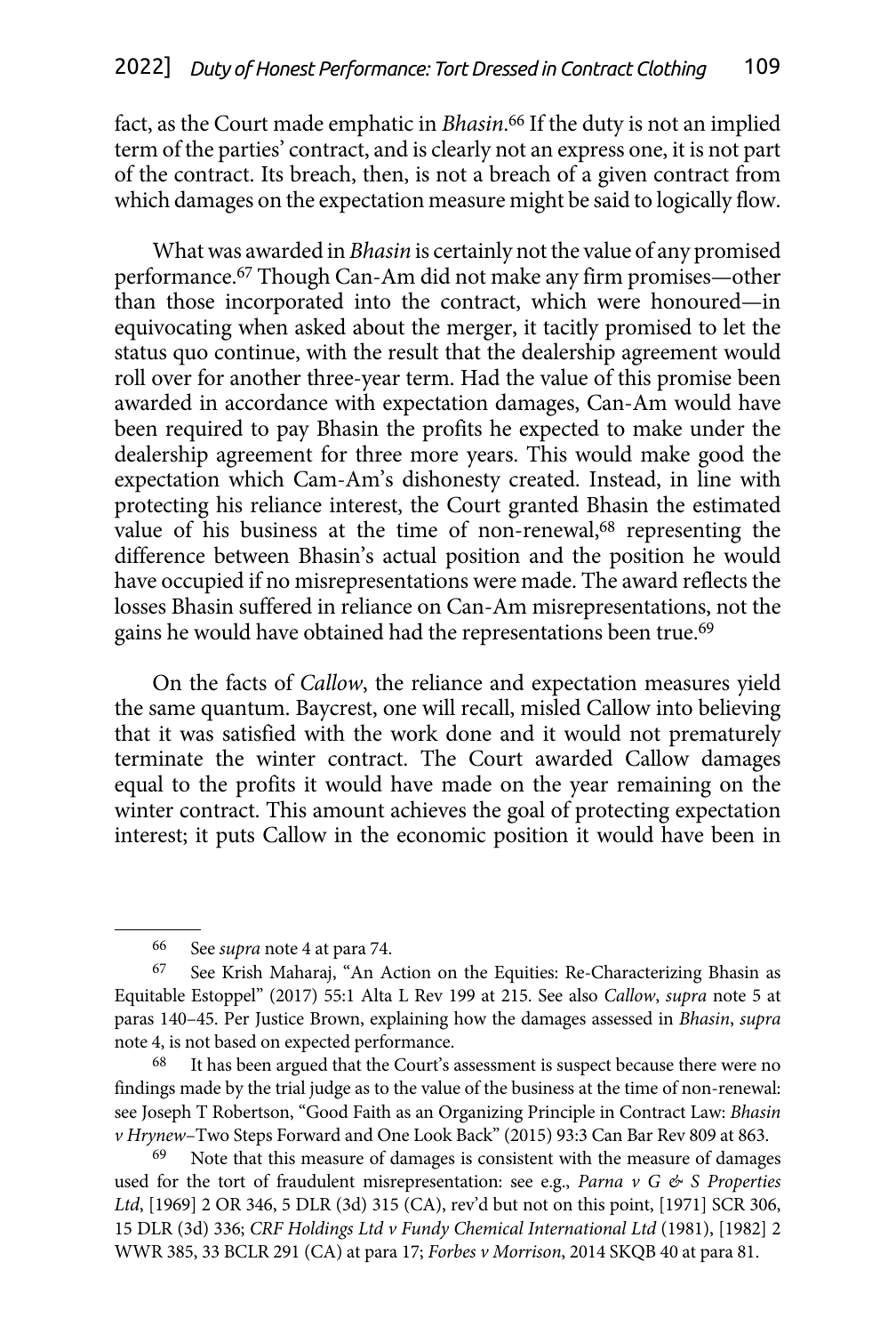fact, as the Court made emphatic in *Bhasin*.[66] If the duty is not an implied term of the parties' contract, and is clearly not an express one, it is not part of the contract. Its breach, then, is not a breach of a given contract from which damages on the expectation measure might be said to logically flow.

What was awarded in *Bhasin* is certainly not the value of any promised performance.[67] Though Can-Am did not make any firm promises—other than those incorporated into the contract, which were honoured—in equivocating when asked about the merger, it tacitly promised to let the status quo continue, with the result that the dealership agreement would roll over for another three-year term. Had the value of this promise been awarded in accordance with expectation damages, Can-Am would have been required to pay Bhasin the profits he expected to make under the dealership agreement for three more years. This would make good the expectation which Cam-Am's dishonesty created. Instead, in line with protecting his reliance interest, the Court granted Bhasin the estimated value of his business at the time of non-renewal,[68] representing the difference between Bhasin's actual position and the position he would have occupied if no misrepresentations were made. The award reflects the losses Bhasin suffered in reliance on Can-Am misrepresentations, not the gains he would have obtained had the representations been true.[69]

On the facts of *Callow*, the reliance and expectation measures yield the same quantum. Baycrest, one will recall, misled Callow into believing that it was satisfied with the work done and it would not prematurely terminate the winter contract. The Court awarded Callow damages equal to the profits it would have made on the year remaining on the winter contract. This amount achieves the goal of protecting expectation interest; it puts Callow in the economic position it would have been in

---

66 See *supra* note 4 at para 74.

67 See Krish Maharaj, "An Action on the Equities: Re-Characterizing Bhasin as Equitable Estoppel" (2017) 55:1 Alta L Rev 199 at 215. See also *Callow*, *supra* note 5 at paras 140–45. Per Justice Brown, explaining how the damages assessed in *Bhasin*, *supra* note 4, is not based on expected performance.

68 It has been argued that the Court's assessment is suspect because there were no findings made by the trial judge as to the value of the business at the time of non-renewal: see Joseph T Robertson, "Good Faith as an Organizing Principle in Contract Law: *Bhasin v Hrynew*–Two Steps Forward and One Look Back" (2015) 93:3 Can Bar Rev 809 at 863.

69 Note that this measure of damages is consistent with the measure of damages used for the tort of fraudulent misrepresentation: see e.g., *Parna v G & S Properties Ltd*, [1969] 2 OR 346, 5 DLR (3d) 315 (CA), rev'd but not on this point, [1971] SCR 306, 15 DLR (3d) 336; *CRF Holdings Ltd v Fundy Chemical International Ltd* (1981), [1982] 2 WWR 385, 33 BCLR 291 (CA) at para 17; *Forbes v Morrison*, 2014 SKQB 40 at para 81.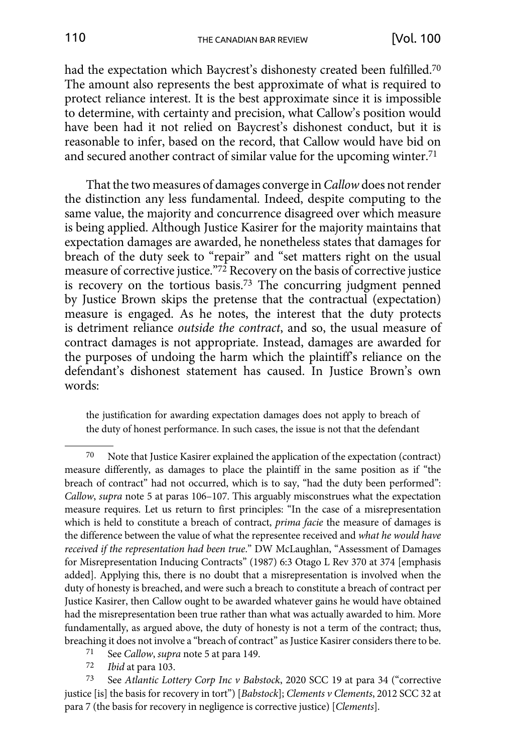had the expectation which Baycrest's dishonesty created been fulfilled.[70] The amount also represents the best approximate of what is required to protect reliance interest. It is the best approximate since it is impossible to determine, with certainty and precision, what Callow's position would have been had it not relied on Baycrest's dishonest conduct, but it is reasonable to infer, based on the record, that Callow would have bid on and secured another contract of similar value for the upcoming winter.[71]

That the two measures of damages converge in *Callow* does not render the distinction any less fundamental. Indeed, despite computing to the same value, the majority and concurrence disagreed over which measure is being applied. Although Justice Kasirer for the majority maintains that expectation damages are awarded, he nonetheless states that damages for breach of the duty seek to "repair" and "set matters right on the usual measure of corrective justice."[72] Recovery on the basis of corrective justice is recovery on the tortious basis.[73] The concurring judgment penned by Justice Brown skips the pretense that the contractual (expectation) measure is engaged. As he notes, the interest that the duty protects is detriment reliance *outside the contract*, and so, the usual measure of contract damages is not appropriate. Instead, damages are awarded for the purposes of undoing the harm which the plaintiff's reliance on the defendant's dishonest statement has caused. In Justice Brown's own words:

> the justification for awarding expectation damages does not apply to breach of the duty of honest performance. In such cases, the issue is not that the defendant

---

[70] Note that Justice Kasirer explained the application of the expectation (contract) measure differently, as damages to place the plaintiff in the same position as if "the breach of contract" had not occurred, which is to say, "had the duty been performed": *Callow*, *supra* note 5 at paras 106–107. This arguably misconstrues what the expectation measure requires. Let us return to first principles: "In the case of a misrepresentation which is held to constitute a breach of contract, *prima facie* the measure of damages is the difference between the value of what the representee received and *what he would have received if the representation had been true*." DW McLaughlan, "Assessment of Damages for Misrepresentation Inducing Contracts" (1987) 6:3 Otago L Rev 370 at 374 [emphasis added]. Applying this, there is no doubt that a misrepresentation is involved when the duty of honesty is breached, and were such a breach to constitute a breach of contract per Justice Kasirer, then Callow ought to be awarded whatever gains he would have obtained had the misrepresentation been true rather than what was actually awarded to him. More fundamentally, as argued above, the duty of honesty is not a term of the contract; thus, breaching it does not involve a "breach of contract" as Justice Kasirer considers there to be.

[71] See *Callow*, *supra* note 5 at para 149.

[72] *Ibid* at para 103.

[73] See *Atlantic Lottery Corp Inc v Babstock*, 2020 SCC 19 at para 34 ("corrective justice [is] the basis for recovery in tort") [*Babstock*]; *Clements v Clements*, 2012 SCC 32 at para 7 (the basis for recovery in negligence is corrective justice) [*Clements*].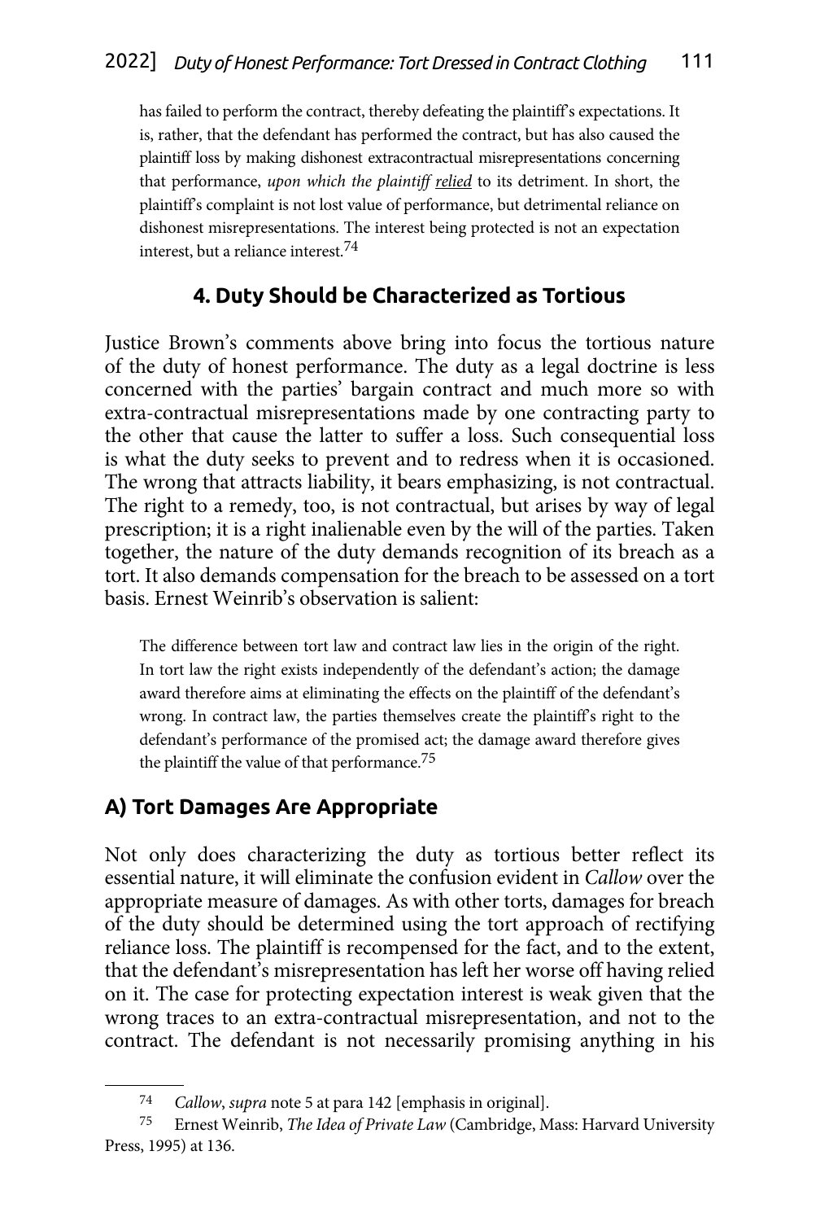> has failed to perform the contract, thereby defeating the plaintiff's expectations. It is, rather, that the defendant has performed the contract, but has also caused the plaintiff loss by making dishonest extracontractual misrepresentations concerning that performance, *upon which the plaintiff relied* to its detriment. In short, the plaintiff's complaint is not lost value of performance, but detrimental reliance on dishonest misrepresentations. The interest being protected is not an expectation interest, but a reliance interest.[74]

### 4. Duty Should be Characterized as Tortious

Justice Brown's comments above bring into focus the tortious nature of the duty of honest performance. The duty as a legal doctrine is less concerned with the parties' bargain contract and much more so with extra-contractual misrepresentations made by one contracting party to the other that cause the latter to suffer a loss. Such consequential loss is what the duty seeks to prevent and to redress when it is occasioned. The wrong that attracts liability, it bears emphasizing, is not contractual. The right to a remedy, too, is not contractual, but arises by way of legal prescription; it is a right inalienable even by the will of the parties. Taken together, the nature of the duty demands recognition of its breach as a tort. It also demands compensation for the breach to be assessed on a tort basis. Ernest Weinrib's observation is salient:

> The difference between tort law and contract law lies in the origin of the right. In tort law the right exists independently of the defendant's action; the damage award therefore aims at eliminating the effects on the plaintiff of the defendant's wrong. In contract law, the parties themselves create the plaintiff's right to the defendant's performance of the promised act; the damage award therefore gives the plaintiff the value of that performance.[75]

#### A) Tort Damages Are Appropriate

Not only does characterizing the duty as tortious better reflect its essential nature, it will eliminate the confusion evident in *Callow* over the appropriate measure of damages. As with other torts, damages for breach of the duty should be determined using the tort approach of rectifying reliance loss. The plaintiff is recompensed for the fact, and to the extent, that the defendant's misrepresentation has left her worse off having relied on it. The case for protecting expectation interest is weak given that the wrong traces to an extra-contractual misrepresentation, and not to the contract. The defendant is not necessarily promising anything in his

---

[74] *Callow*, *supra* note 5 at para 142 [emphasis in original].

[75] Ernest Weinrib, *The Idea of Private Law* (Cambridge, Mass: Harvard University Press, 1995) at 136.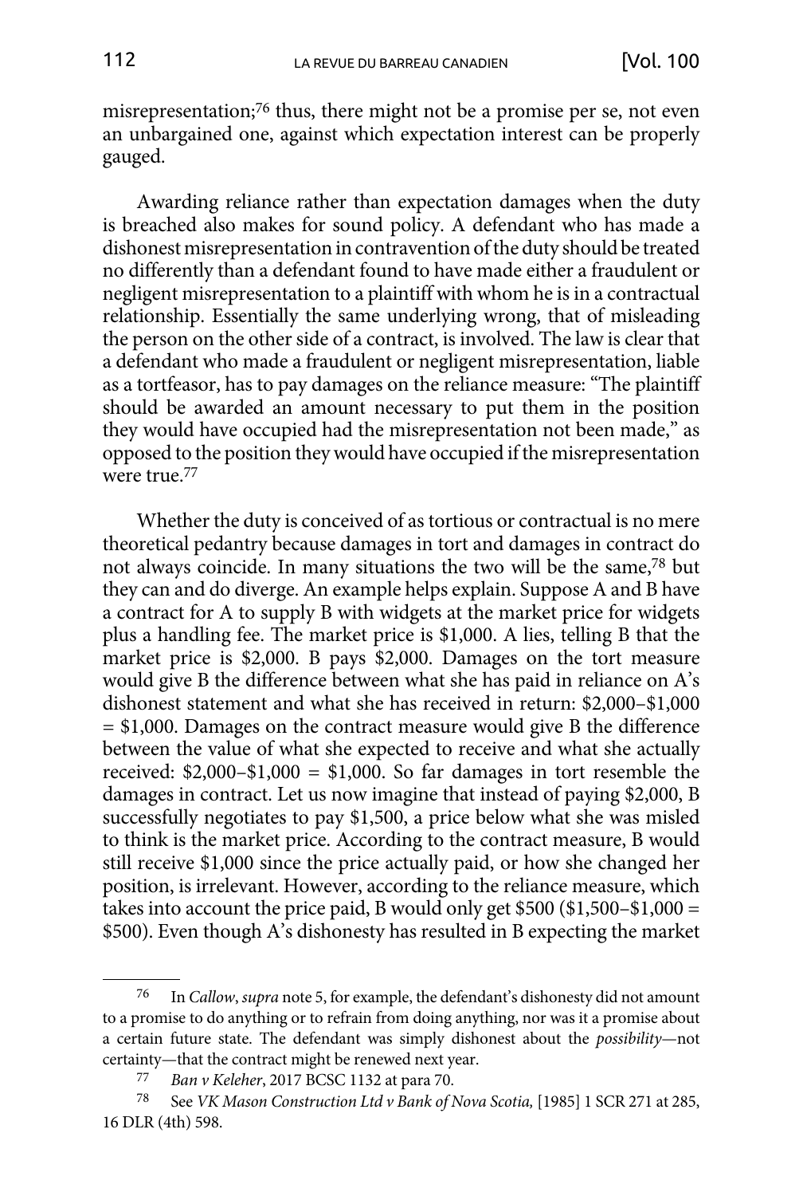misrepresentation;[76] thus, there might not be a promise per se, not even an unbargained one, against which expectation interest can be properly gauged.

Awarding reliance rather than expectation damages when the duty is breached also makes for sound policy. A defendant who has made a dishonest misrepresentation in contravention of the duty should be treated no differently than a defendant found to have made either a fraudulent or negligent misrepresentation to a plaintiff with whom he is in a contractual relationship. Essentially the same underlying wrong, that of misleading the person on the other side of a contract, is involved. The law is clear that a defendant who made a fraudulent or negligent misrepresentation, liable as a tortfeasor, has to pay damages on the reliance measure: "The plaintiff should be awarded an amount necessary to put them in the position they would have occupied had the misrepresentation not been made," as opposed to the position they would have occupied if the misrepresentation were true.[77]

Whether the duty is conceived of as tortious or contractual is no mere theoretical pedantry because damages in tort and damages in contract do not always coincide. In many situations the two will be the same,[78] but they can and do diverge. An example helps explain. Suppose A and B have a contract for A to supply B with widgets at the market price for widgets plus a handling fee. The market price is $1,000. A lies, telling B that the market price is $2,000. B pays $2,000. Damages on the tort measure would give B the difference between what she has paid in reliance on A's dishonest statement and what she has received in return: $2,000–$1,000 = $1,000. Damages on the contract measure would give B the difference between the value of what she expected to receive and what she actually received: $2,000–$1,000 = $1,000. So far damages in tort resemble the damages in contract. Let us now imagine that instead of paying $2,000, B successfully negotiates to pay $1,500, a price below what she was misled to think is the market price. According to the contract measure, B would still receive $1,000 since the price actually paid, or how she changed her position, is irrelevant. However, according to the reliance measure, which takes into account the price paid, B would only get $500 ($1,500–$1,000 = $500). Even though A's dishonesty has resulted in B expecting the market

---

[76] In *Callow*, *supra* note 5, for example, the defendant's dishonesty did not amount to a promise to do anything or to refrain from doing anything, nor was it a promise about a certain future state. The defendant was simply dishonest about the *possibility*—not certainty—that the contract might be renewed next year.

[77] *Ban v Keleher*, 2017 BCSC 1132 at para 70.

[78] See *VK Mason Construction Ltd v Bank of Nova Scotia,* [1985] 1 SCR 271 at 285, 16 DLR (4th) 598.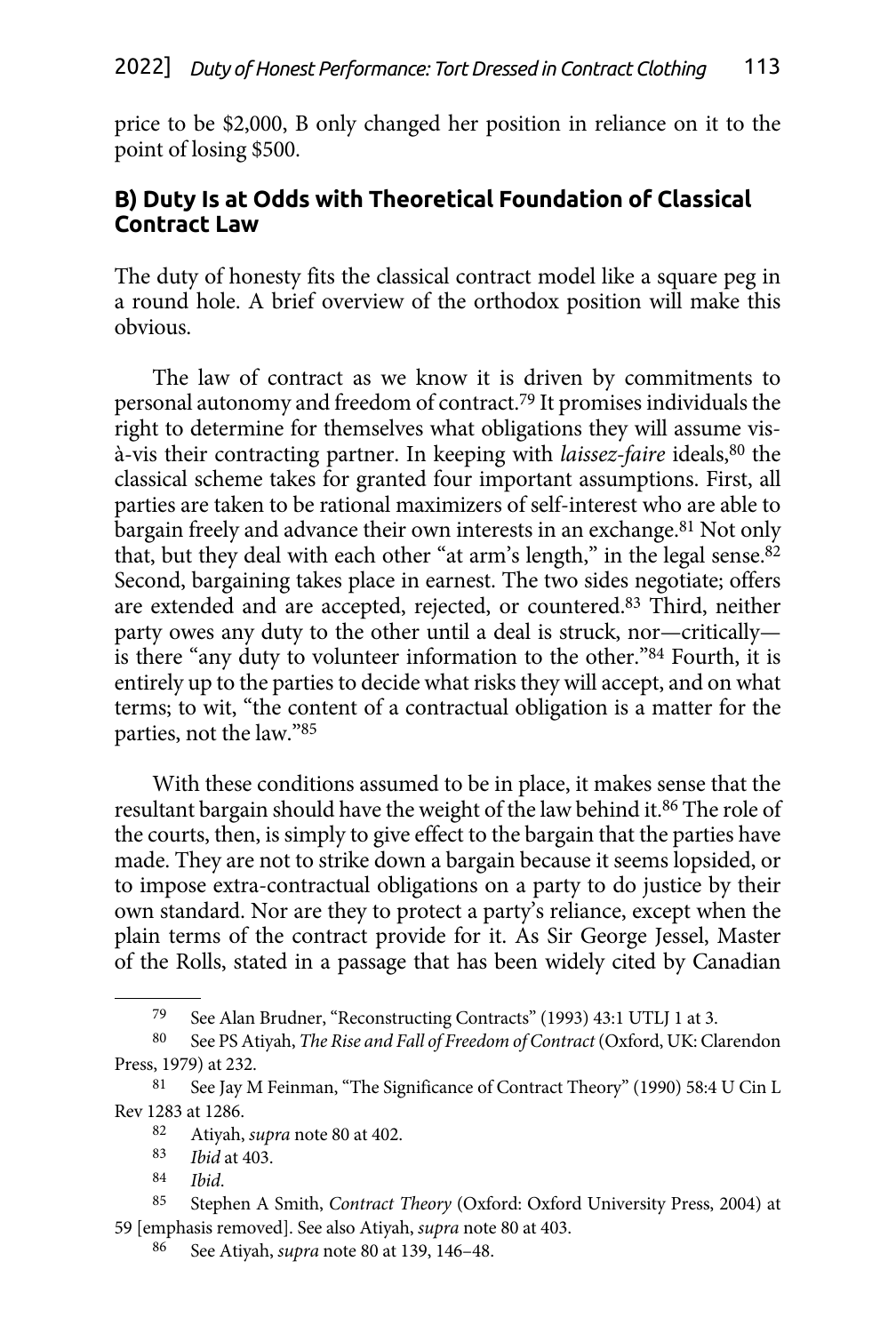price to be $2,000, B only changed her position in reliance on it to the point of losing $500.

## B) Duty Is at Odds with Theoretical Foundation of Classical Contract Law

The duty of honesty fits the classical contract model like a square peg in a round hole. A brief overview of the orthodox position will make this obvious.

The law of contract as we know it is driven by commitments to personal autonomy and freedom of contract.[79] It promises individuals the right to determine for themselves what obligations they will assume vis-à-vis their contracting partner. In keeping with *laissez-faire* ideals,[80] the classical scheme takes for granted four important assumptions. First, all parties are taken to be rational maximizers of self-interest who are able to bargain freely and advance their own interests in an exchange.[81] Not only that, but they deal with each other "at arm's length," in the legal sense.[82] Second, bargaining takes place in earnest. The two sides negotiate; offers are extended and are accepted, rejected, or countered.[83] Third, neither party owes any duty to the other until a deal is struck, nor—critically—is there "any duty to volunteer information to the other."[84] Fourth, it is entirely up to the parties to decide what risks they will accept, and on what terms; to wit, "the content of a contractual obligation is a matter for the parties, not the law."[85]

With these conditions assumed to be in place, it makes sense that the resultant bargain should have the weight of the law behind it.[86] The role of the courts, then, is simply to give effect to the bargain that the parties have made. They are not to strike down a bargain because it seems lopsided, or to impose extra-contractual obligations on a party to do justice by their own standard. Nor are they to protect a party's reliance, except when the plain terms of the contract provide for it. As Sir George Jessel, Master of the Rolls, stated in a passage that has been widely cited by Canadian

---

[79] See Alan Brudner, "Reconstructing Contracts" (1993) 43:1 UTLJ 1 at 3.

[80] See PS Atiyah, *The Rise and Fall of Freedom of Contract* (Oxford, UK: Clarendon Press, 1979) at 232.

[81] See Jay M Feinman, "The Significance of Contract Theory" (1990) 58:4 U Cin L Rev 1283 at 1286.

[82] Atiyah, *supra* note 80 at 402.

[83] *Ibid* at 403.

[84] *Ibid*.

[85] Stephen A Smith, *Contract Theory* (Oxford: Oxford University Press, 2004) at 59 [emphasis removed]. See also Atiyah, *supra* note 80 at 403.

[86] See Atiyah, *supra* note 80 at 139, 146–48.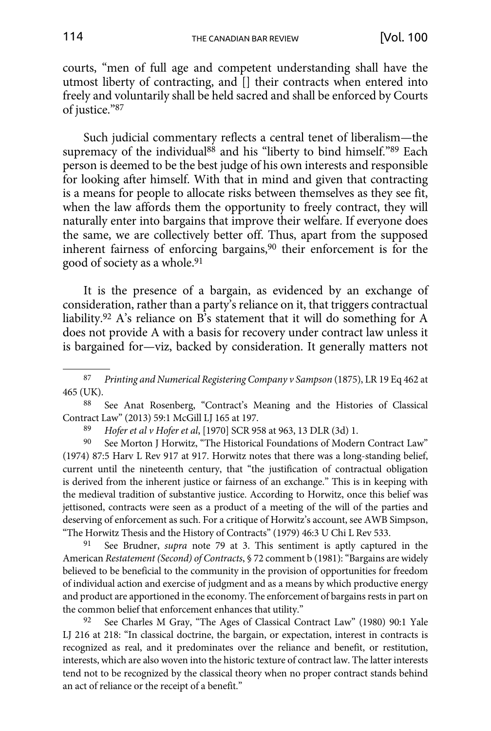courts, "men of full age and competent understanding shall have the utmost liberty of contracting, and [] their contracts when entered into freely and voluntarily shall be held sacred and shall be enforced by Courts of justice."[87]

Such judicial commentary reflects a central tenet of liberalism—the supremacy of the individual[88] and his "liberty to bind himself."[89] Each person is deemed to be the best judge of his own interests and responsible for looking after himself. With that in mind and given that contracting is a means for people to allocate risks between themselves as they see fit, when the law affords them the opportunity to freely contract, they will naturally enter into bargains that improve their welfare. If everyone does the same, we are collectively better off. Thus, apart from the supposed inherent fairness of enforcing bargains,[90] their enforcement is for the good of society as a whole.[91]

It is the presence of a bargain, as evidenced by an exchange of consideration, rather than a party's reliance on it, that triggers contractual liability.[92] A's reliance on B's statement that it will do something for A does not provide A with a basis for recovery under contract law unless it is bargained for—viz, backed by consideration. It generally matters not

---

[87] *Printing and Numerical Registering Company v Sampson* (1875), LR 19 Eq 462 at 465 (UK).

[88] See Anat Rosenberg, "Contract's Meaning and the Histories of Classical Contract Law" (2013) 59:1 McGill LJ 165 at 197.

[89] *Hofer et al v Hofer et al*, [1970] SCR 958 at 963, 13 DLR (3d) 1.

[90] See Morton J Horwitz, "The Historical Foundations of Modern Contract Law" (1974) 87:5 Harv L Rev 917 at 917. Horwitz notes that there was a long-standing belief, current until the nineteenth century, that "the justification of contractual obligation is derived from the inherent justice or fairness of an exchange." This is in keeping with the medieval tradition of substantive justice. According to Horwitz, once this belief was jettisoned, contracts were seen as a product of a meeting of the will of the parties and deserving of enforcement as such. For a critique of Horwitz's account, see AWB Simpson, "The Horwitz Thesis and the History of Contracts" (1979) 46:3 U Chi L Rev 533.

[91] See Brudner, *supra* note 79 at 3. This sentiment is aptly captured in the American *Restatement (Second) of Contracts*, § 72 comment b (1981): "Bargains are widely believed to be beneficial to the community in the provision of opportunities for freedom of individual action and exercise of judgment and as a means by which productive energy and product are apportioned in the economy. The enforcement of bargains rests in part on the common belief that enforcement enhances that utility."

[92] See Charles M Gray, "The Ages of Classical Contract Law" (1980) 90:1 Yale LJ 216 at 218: "In classical doctrine, the bargain, or expectation, interest in contracts is recognized as real, and it predominates over the reliance and benefit, or restitution, interests, which are also woven into the historic texture of contract law. The latter interests tend not to be recognized by the classical theory when no proper contract stands behind an act of reliance or the receipt of a benefit."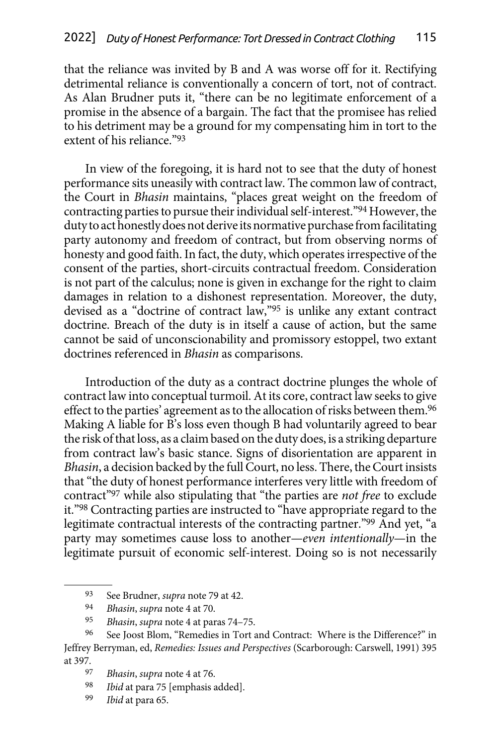that the reliance was invited by B and A was worse off for it. Rectifying detrimental reliance is conventionally a concern of tort, not of contract. As Alan Brudner puts it, "there can be no legitimate enforcement of a promise in the absence of a bargain. The fact that the promisee has relied to his detriment may be a ground for my compensating him in tort to the extent of his reliance."[93]

In view of the foregoing, it is hard not to see that the duty of honest performance sits uneasily with contract law. The common law of contract, the Court in *Bhasin* maintains, "places great weight on the freedom of contracting parties to pursue their individual self-interest."[94] However, the duty to act honestly does not derive its normative purchase from facilitating party autonomy and freedom of contract, but from observing norms of honesty and good faith. In fact, the duty, which operates irrespective of the consent of the parties, short-circuits contractual freedom. Consideration is not part of the calculus; none is given in exchange for the right to claim damages in relation to a dishonest representation. Moreover, the duty, devised as a "doctrine of contract law,"[95] is unlike any extant contract doctrine. Breach of the duty is in itself a cause of action, but the same cannot be said of unconscionability and promissory estoppel, two extant doctrines referenced in *Bhasin* as comparisons.

Introduction of the duty as a contract doctrine plunges the whole of contract law into conceptual turmoil. At its core, contract law seeks to give effect to the parties' agreement as to the allocation of risks between them.[96] Making A liable for B's loss even though B had voluntarily agreed to bear the risk of that loss, as a claim based on the duty does, is a striking departure from contract law's basic stance. Signs of disorientation are apparent in *Bhasin*, a decision backed by the full Court, no less. There, the Court insists that "the duty of honest performance interferes very little with freedom of contract"[97] while also stipulating that "the parties are *not free* to exclude it."[98] Contracting parties are instructed to "have appropriate regard to the legitimate contractual interests of the contracting partner."[99] And yet, "a party may sometimes cause loss to another—*even intentionally*—in the legitimate pursuit of economic self-interest. Doing so is not necessarily

---

93 See Brudner, *supra* note 79 at 42.

94 *Bhasin*, *supra* note 4 at 70.

95 *Bhasin*, *supra* note 4 at paras 74–75.

96 See Joost Blom, "Remedies in Tort and Contract: Where is the Difference?" in Jeffrey Berryman, ed, *Remedies: Issues and Perspectives* (Scarborough: Carswell, 1991) 395 at 397.

97 *Bhasin*, *supra* note 4 at 76.

98 *Ibid* at para 75 [emphasis added].

99 *Ibid* at para 65.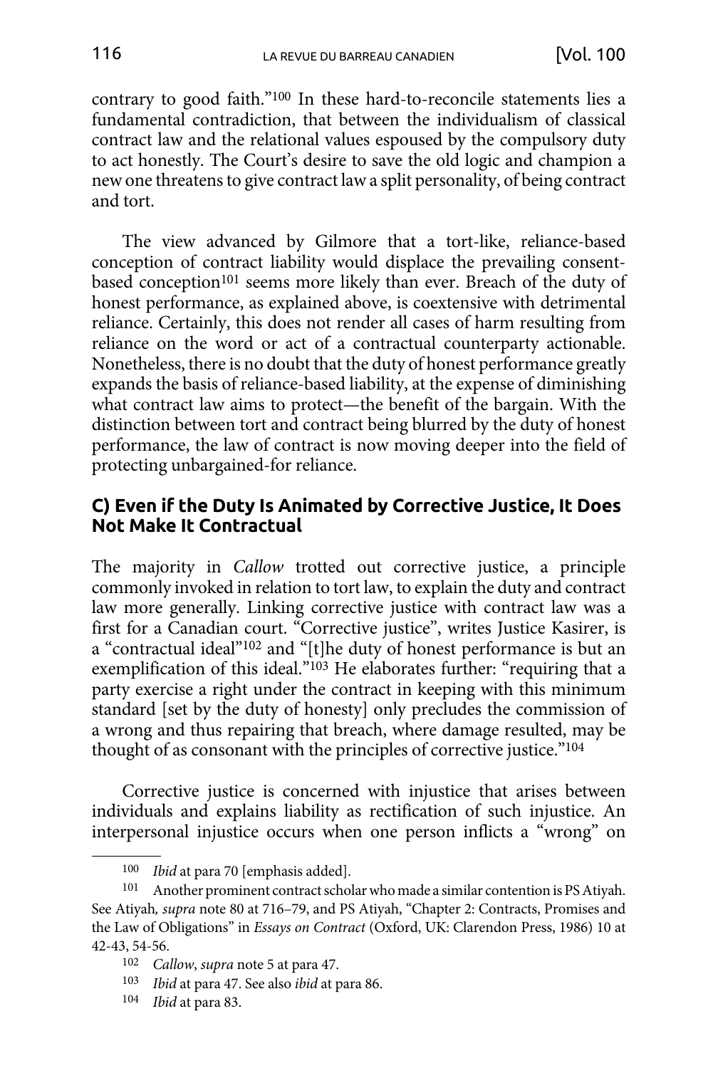contrary to good faith."[100] In these hard-to-reconcile statements lies a fundamental contradiction, that between the individualism of classical contract law and the relational values espoused by the compulsory duty to act honestly. The Court's desire to save the old logic and champion a new one threatens to give contract law a split personality, of being contract and tort.

The view advanced by Gilmore that a tort-like, reliance-based conception of contract liability would displace the prevailing consent-based conception[101] seems more likely than ever. Breach of the duty of honest performance, as explained above, is coextensive with detrimental reliance. Certainly, this does not render all cases of harm resulting from reliance on the word or act of a contractual counterparty actionable. Nonetheless, there is no doubt that the duty of honest performance greatly expands the basis of reliance-based liability, at the expense of diminishing what contract law aims to protect—the benefit of the bargain. With the distinction between tort and contract being blurred by the duty of honest performance, the law of contract is now moving deeper into the field of protecting unbargained-for reliance.

### C) Even if the Duty Is Animated by Corrective Justice, It Does Not Make It Contractual

The majority in *Callow* trotted out corrective justice, a principle commonly invoked in relation to tort law, to explain the duty and contract law more generally. Linking corrective justice with contract law was a first for a Canadian court. "Corrective justice", writes Justice Kasirer, is a "contractual ideal"[102] and "[t]he duty of honest performance is but an exemplification of this ideal."[103] He elaborates further: "requiring that a party exercise a right under the contract in keeping with this minimum standard [set by the duty of honesty] only precludes the commission of a wrong and thus repairing that breach, where damage resulted, may be thought of as consonant with the principles of corrective justice."[104]

Corrective justice is concerned with injustice that arises between individuals and explains liability as rectification of such injustice. An interpersonal injustice occurs when one person inflicts a "wrong" on

---

[100] *Ibid* at para 70 [emphasis added].

[101] Another prominent contract scholar who made a similar contention is PS Atiyah. See Atiyah*, supra* note 80 at 716–79, and PS Atiyah, "Chapter 2: Contracts, Promises and the Law of Obligations" in *Essays on Contract* (Oxford, UK: Clarendon Press, 1986) 10 at 42-43, 54-56.

[102] *Callow*, *supra* note 5 at para 47.

[103] *Ibid* at para 47. See also *ibid* at para 86.

[104] *Ibid* at para 83.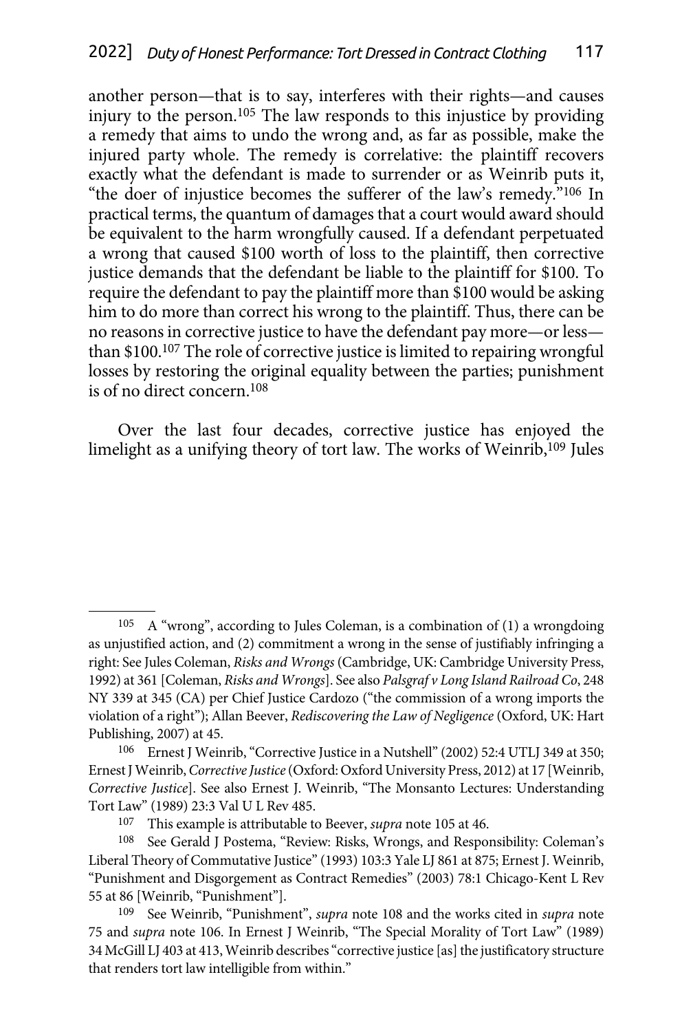another person—that is to say, interferes with their rights—and causes injury to the person.[105] The law responds to this injustice by providing a remedy that aims to undo the wrong and, as far as possible, make the injured party whole. The remedy is correlative: the plaintiff recovers exactly what the defendant is made to surrender or as Weinrib puts it, "the doer of injustice becomes the sufferer of the law's remedy."[106] In practical terms, the quantum of damages that a court would award should be equivalent to the harm wrongfully caused. If a defendant perpetuated a wrong that caused $100 worth of loss to the plaintiff, then corrective justice demands that the defendant be liable to the plaintiff for $100. To require the defendant to pay the plaintiff more than $100 would be asking him to do more than correct his wrong to the plaintiff. Thus, there can be no reasons in corrective justice to have the defendant pay more—or less—than $100.[107] The role of corrective justice is limited to repairing wrongful losses by restoring the original equality between the parties; punishment is of no direct concern.[108]

Over the last four decades, corrective justice has enjoyed the limelight as a unifying theory of tort law. The works of Weinrib,[109] Jules

---

[105] A "wrong", according to Jules Coleman, is a combination of (1) a wrongdoing as unjustified action, and (2) commitment a wrong in the sense of justifiably infringing a right: See Jules Coleman, *Risks and Wrongs* (Cambridge, UK: Cambridge University Press, 1992) at 361 [Coleman, *Risks and Wrongs*]. See also *Palsgraf v Long Island Railroad Co*, 248 NY 339 at 345 (CA) per Chief Justice Cardozo ("the commission of a wrong imports the violation of a right"); Allan Beever, *Rediscovering the Law of Negligence* (Oxford, UK: Hart Publishing, 2007) at 45.

[106] Ernest J Weinrib, "Corrective Justice in a Nutshell" (2002) 52:4 UTLJ 349 at 350; Ernest J Weinrib, *Corrective Justice* (Oxford: Oxford University Press, 2012) at 17 [Weinrib, *Corrective Justice*]. See also Ernest J. Weinrib, "The Monsanto Lectures: Understanding Tort Law" (1989) 23:3 Val U L Rev 485.

[107] This example is attributable to Beever, *supra* note 105 at 46.

[108] See Gerald J Postema, "Review: Risks, Wrongs, and Responsibility: Coleman's Liberal Theory of Commutative Justice" (1993) 103:3 Yale LJ 861 at 875; Ernest J. Weinrib, "Punishment and Disgorgement as Contract Remedies" (2003) 78:1 Chicago-Kent L Rev 55 at 86 [Weinrib, "Punishment"].

[109] See Weinrib, "Punishment", *supra* note 108 and the works cited in *supra* note 75 and *supra* note 106. In Ernest J Weinrib, "The Special Morality of Tort Law" (1989) 34 McGill LJ 403 at 413, Weinrib describes "corrective justice [as] the justificatory structure that renders tort law intelligible from within."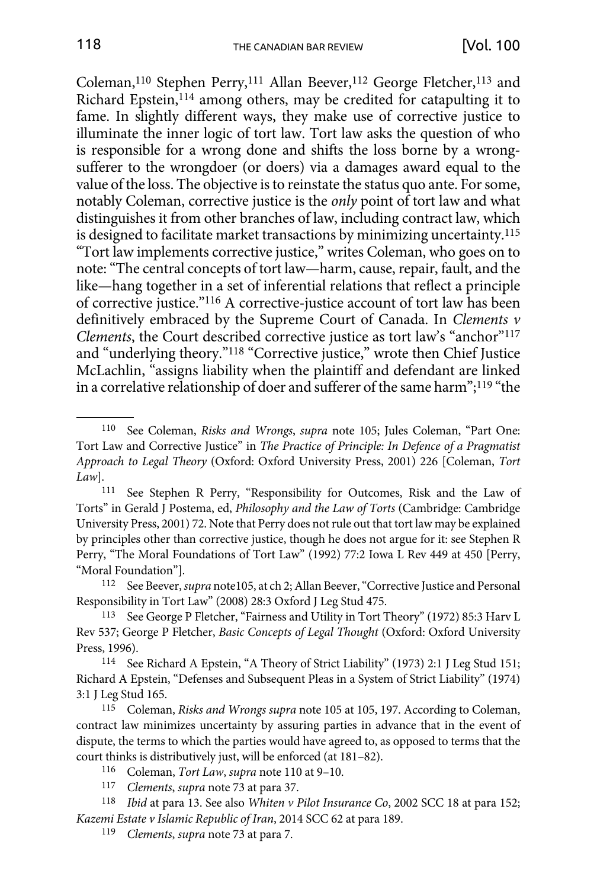Coleman,[110] Stephen Perry,[111] Allan Beever,[112] George Fletcher,[113] and Richard Epstein,[114] among others, may be credited for catapulting it to fame. In slightly different ways, they make use of corrective justice to illuminate the inner logic of tort law. Tort law asks the question of who is responsible for a wrong done and shifts the loss borne by a wrong-sufferer to the wrongdoer (or doers) via a damages award equal to the value of the loss. The objective is to reinstate the status quo ante. For some, notably Coleman, corrective justice is the *only* point of tort law and what distinguishes it from other branches of law, including contract law, which is designed to facilitate market transactions by minimizing uncertainty.[115] "Tort law implements corrective justice," writes Coleman, who goes on to note: "The central concepts of tort law—harm, cause, repair, fault, and the like—hang together in a set of inferential relations that reflect a principle of corrective justice."[116] A corrective-justice account of tort law has been definitively embraced by the Supreme Court of Canada. In *Clements v Clements*, the Court described corrective justice as tort law's "anchor"[117] and "underlying theory."[118] "Corrective justice," wrote then Chief Justice McLachlin, "assigns liability when the plaintiff and defendant are linked in a correlative relationship of doer and sufferer of the same harm";[119] "the

---

110 See Coleman, *Risks and Wrongs*, *supra* note 105; Jules Coleman, "Part One: Tort Law and Corrective Justice" in *The Practice of Principle: In Defence of a Pragmatist Approach to Legal Theory* (Oxford: Oxford University Press, 2001) 226 [Coleman, *Tort Law*].

111 See Stephen R Perry, "Responsibility for Outcomes, Risk and the Law of Torts" in Gerald J Postema, ed, *Philosophy and the Law of Torts* (Cambridge: Cambridge University Press, 2001) 72. Note that Perry does not rule out that tort law may be explained by principles other than corrective justice, though he does not argue for it: see Stephen R Perry, "The Moral Foundations of Tort Law" (1992) 77:2 Iowa L Rev 449 at 450 [Perry, "Moral Foundation"].

112 See Beever, *supra* note105, at ch 2; Allan Beever, "Corrective Justice and Personal Responsibility in Tort Law" (2008) 28:3 Oxford J Leg Stud 475.

113 See George P Fletcher, "Fairness and Utility in Tort Theory" (1972) 85:3 Harv L Rev 537; George P Fletcher, *Basic Concepts of Legal Thought* (Oxford: Oxford University Press, 1996).

114 See Richard A Epstein, "A Theory of Strict Liability" (1973) 2:1 J Leg Stud 151; Richard A Epstein, "Defenses and Subsequent Pleas in a System of Strict Liability" (1974) 3:1 J Leg Stud 165.

115 Coleman, *Risks and Wrongs supra* note 105 at 105, 197. According to Coleman, contract law minimizes uncertainty by assuring parties in advance that in the event of dispute, the terms to which the parties would have agreed to, as opposed to terms that the court thinks is distributively just, will be enforced (at 181–82).

116 Coleman, *Tort Law*, *supra* note 110 at 9–10.

117 *Clements*, *supra* note 73 at para 37.

118 *Ibid* at para 13. See also *Whiten v Pilot Insurance Co*, 2002 SCC 18 at para 152; *Kazemi Estate v Islamic Republic of Iran*, 2014 SCC 62 at para 189.

119 *Clements*, *supra* note 73 at para 7.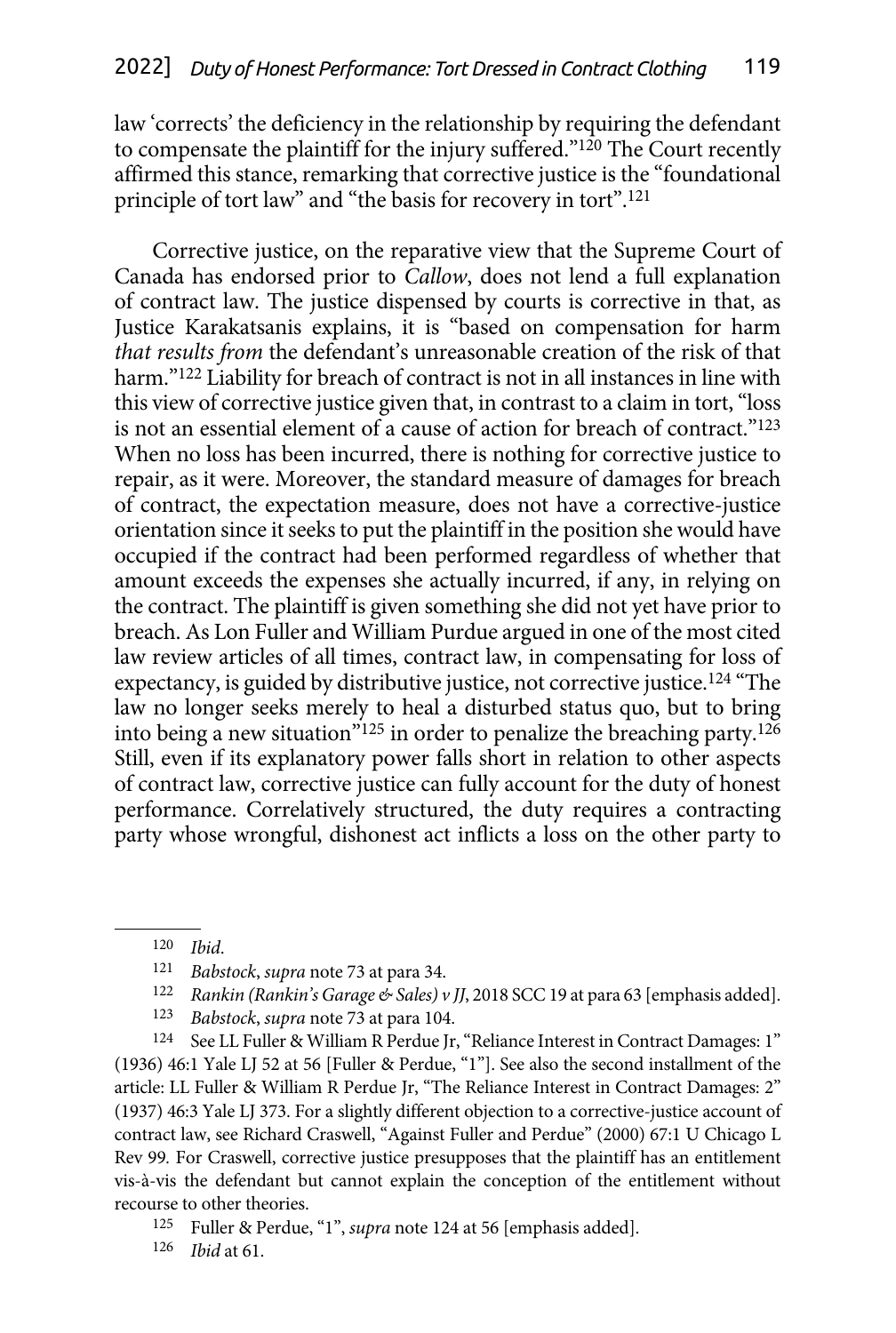law 'corrects' the deficiency in the relationship by requiring the defendant to compensate the plaintiff for the injury suffered."[120] The Court recently affirmed this stance, remarking that corrective justice is the "foundational principle of tort law" and "the basis for recovery in tort".[121]

Corrective justice, on the reparative view that the Supreme Court of Canada has endorsed prior to *Callow*, does not lend a full explanation of contract law. The justice dispensed by courts is corrective in that, as Justice Karakatsanis explains, it is "based on compensation for harm *that results from* the defendant's unreasonable creation of the risk of that harm."[122] Liability for breach of contract is not in all instances in line with this view of corrective justice given that, in contrast to a claim in tort, "loss is not an essential element of a cause of action for breach of contract."[123] When no loss has been incurred, there is nothing for corrective justice to repair, as it were. Moreover, the standard measure of damages for breach of contract, the expectation measure, does not have a corrective-justice orientation since it seeks to put the plaintiff in the position she would have occupied if the contract had been performed regardless of whether that amount exceeds the expenses she actually incurred, if any, in relying on the contract. The plaintiff is given something she did not yet have prior to breach. As Lon Fuller and William Purdue argued in one of the most cited law review articles of all times, contract law, in compensating for loss of expectancy, is guided by distributive justice, not corrective justice.[124] "The law no longer seeks merely to heal a disturbed status quo, but to bring into being a new situation"[125] in order to penalize the breaching party.[126] Still, even if its explanatory power falls short in relation to other aspects of contract law, corrective justice can fully account for the duty of honest performance. Correlatively structured, the duty requires a contracting party whose wrongful, dishonest act inflicts a loss on the other party to

---

[120] *Ibid.*

[121] *Babstock*, *supra* note 73 at para 34.

[122] *Rankin (Rankin's Garage & Sales) v JJ*, 2018 SCC 19 at para 63 [emphasis added].

[123] *Babstock*, *supra* note 73 at para 104.

[124] See LL Fuller & William R Perdue Jr, "Reliance Interest in Contract Damages: 1" (1936) 46:1 Yale LJ 52 at 56 [Fuller & Perdue, "1"]. See also the second installment of the article: LL Fuller & William R Perdue Jr, "The Reliance Interest in Contract Damages: 2" (1937) 46:3 Yale LJ 373. For a slightly different objection to a corrective-justice account of contract law, see Richard Craswell, "Against Fuller and Perdue" (2000) 67:1 U Chicago L Rev 99. For Craswell, corrective justice presupposes that the plaintiff has an entitlement vis-à-vis the defendant but cannot explain the conception of the entitlement without recourse to other theories.

[125] Fuller & Perdue, "1", *supra* note 124 at 56 [emphasis added].

[126] *Ibid* at 61.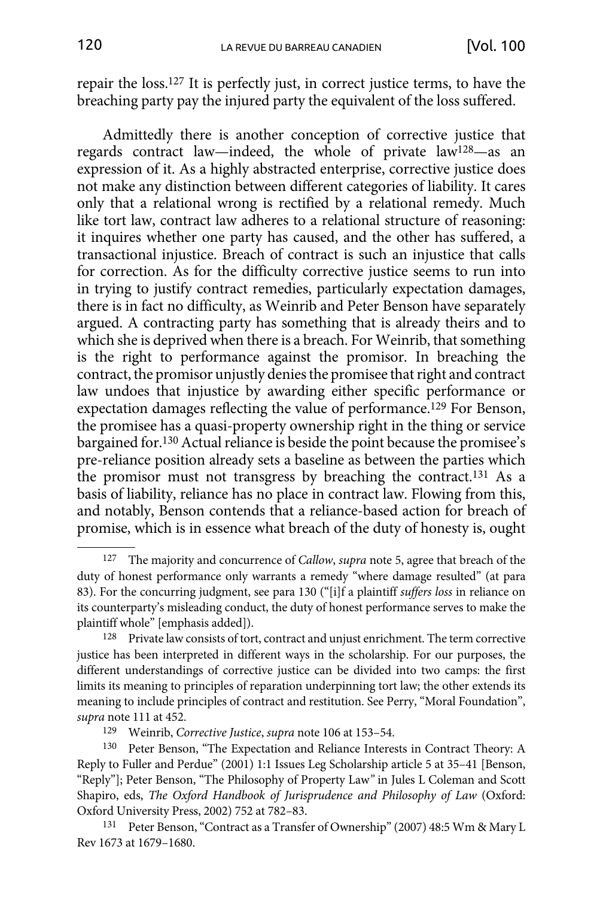repair the loss.[127] It is perfectly just, in correct justice terms, to have the breaching party pay the injured party the equivalent of the loss suffered.

Admittedly there is another conception of corrective justice that regards contract law—indeed, the whole of private law[128]—as an expression of it. As a highly abstracted enterprise, corrective justice does not make any distinction between different categories of liability. It cares only that a relational wrong is rectified by a relational remedy. Much like tort law, contract law adheres to a relational structure of reasoning: it inquires whether one party has caused, and the other has suffered, a transactional injustice. Breach of contract is such an injustice that calls for correction. As for the difficulty corrective justice seems to run into in trying to justify contract remedies, particularly expectation damages, there is in fact no difficulty, as Weinrib and Peter Benson have separately argued. A contracting party has something that is already theirs and to which she is deprived when there is a breach. For Weinrib, that something is the right to performance against the promisor. In breaching the contract, the promisor unjustly denies the promisee that right and contract law undoes that injustice by awarding either specific performance or expectation damages reflecting the value of performance.[129] For Benson, the promisee has a quasi-property ownership right in the thing or service bargained for.[130] Actual reliance is beside the point because the promisee's pre-reliance position already sets a baseline as between the parties which the promisor must not transgress by breaching the contract.[131] As a basis of liability, reliance has no place in contract law. Flowing from this, and notably, Benson contends that a reliance-based action for breach of promise, which is in essence what breach of the duty of honesty is, ought

---

[127] The majority and concurrence of *Callow*, *supra* note 5, agree that breach of the duty of honest performance only warrants a remedy "where damage resulted" (at para 83). For the concurring judgment, see para 130 ("[i]f a plaintiff *suffers loss* in reliance on its counterparty's misleading conduct, the duty of honest performance serves to make the plaintiff whole" [emphasis added]).

[128] Private law consists of tort, contract and unjust enrichment. The term corrective justice has been interpreted in different ways in the scholarship. For our purposes, the different understandings of corrective justice can be divided into two camps: the first limits its meaning to principles of reparation underpinning tort law; the other extends its meaning to include principles of contract and restitution. See Perry, "Moral Foundation", *supra* note 111 at 452.

[129] Weinrib, *Corrective Justice*, *supra* note 106 at 153–54.

[130] Peter Benson, "The Expectation and Reliance Interests in Contract Theory: A Reply to Fuller and Perdue" (2001) 1:1 Issues Leg Scholarship article 5 at 35–41 [Benson, "Reply"]; Peter Benson, "The Philosophy of Property Law" in Jules L Coleman and Scott Shapiro, eds, *The Oxford Handbook of Jurisprudence and Philosophy of Law* (Oxford: Oxford University Press, 2002) 752 at 782–83.

[131] Peter Benson, "Contract as a Transfer of Ownership" (2007) 48:5 Wm & Mary L Rev 1673 at 1679–1680.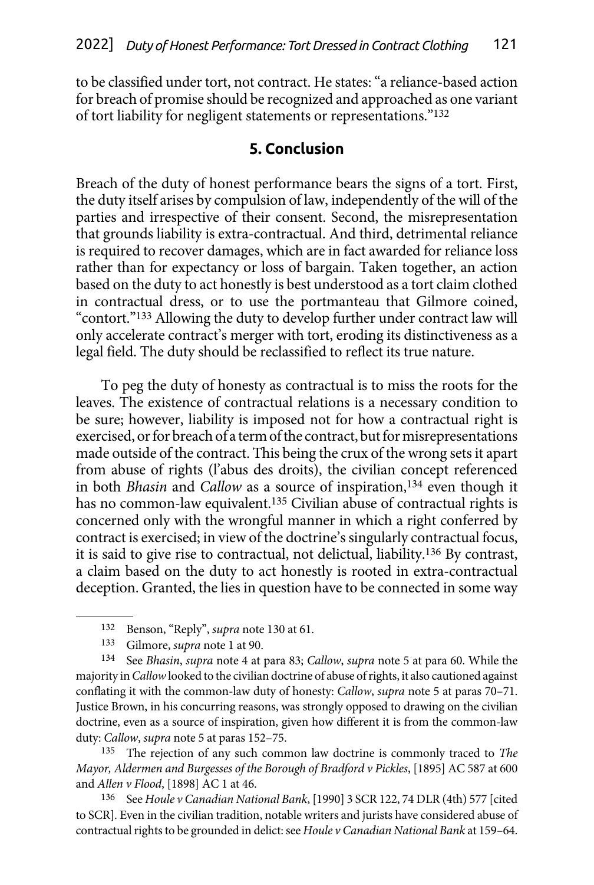to be classified under tort, not contract. He states: "a reliance-based action for breach of promise should be recognized and approached as one variant of tort liability for negligent statements or representations."[132]

## 5. Conclusion

Breach of the duty of honest performance bears the signs of a tort. First, the duty itself arises by compulsion of law, independently of the will of the parties and irrespective of their consent. Second, the misrepresentation that grounds liability is extra-contractual. And third, detrimental reliance is required to recover damages, which are in fact awarded for reliance loss rather than for expectancy or loss of bargain. Taken together, an action based on the duty to act honestly is best understood as a tort claim clothed in contractual dress, or to use the portmanteau that Gilmore coined, "contort."[133] Allowing the duty to develop further under contract law will only accelerate contract's merger with tort, eroding its distinctiveness as a legal field. The duty should be reclassified to reflect its true nature.

To peg the duty of honesty as contractual is to miss the roots for the leaves. The existence of contractual relations is a necessary condition to be sure; however, liability is imposed not for how a contractual right is exercised, or for breach of a term of the contract, but for misrepresentations made outside of the contract. This being the crux of the wrong sets it apart from abuse of rights (l'abus des droits), the civilian concept referenced in both *Bhasin* and *Callow* as a source of inspiration,[134] even though it has no common-law equivalent.[135] Civilian abuse of contractual rights is concerned only with the wrongful manner in which a right conferred by contract is exercised; in view of the doctrine's singularly contractual focus, it is said to give rise to contractual, not delictual, liability.[136] By contrast, a claim based on the duty to act honestly is rooted in extra-contractual deception. Granted, the lies in question have to be connected in some way

---

132 Benson, "Reply", *supra* note 130 at 61.

133 Gilmore, *supra* note 1 at 90.

134 See *Bhasin*, *supra* note 4 at para 83; *Callow*, *supra* note 5 at para 60. While the majority in *Callow* looked to the civilian doctrine of abuse of rights, it also cautioned against conflating it with the common-law duty of honesty: *Callow*, *supra* note 5 at paras 70–71. Justice Brown, in his concurring reasons, was strongly opposed to drawing on the civilian doctrine, even as a source of inspiration, given how different it is from the common-law duty: *Callow*, *supra* note 5 at paras 152–75.

135 The rejection of any such common law doctrine is commonly traced to *The Mayor, Aldermen and Burgesses of the Borough of Bradford v Pickles*, [1895] AC 587 at 600 and *Allen v Flood*, [1898] AC 1 at 46.

136 See *Houle v Canadian National Bank*, [1990] 3 SCR 122, 74 DLR (4th) 577 [cited to SCR]. Even in the civilian tradition, notable writers and jurists have considered abuse of contractual rights to be grounded in delict: see *Houle v Canadian National Bank* at 159–64.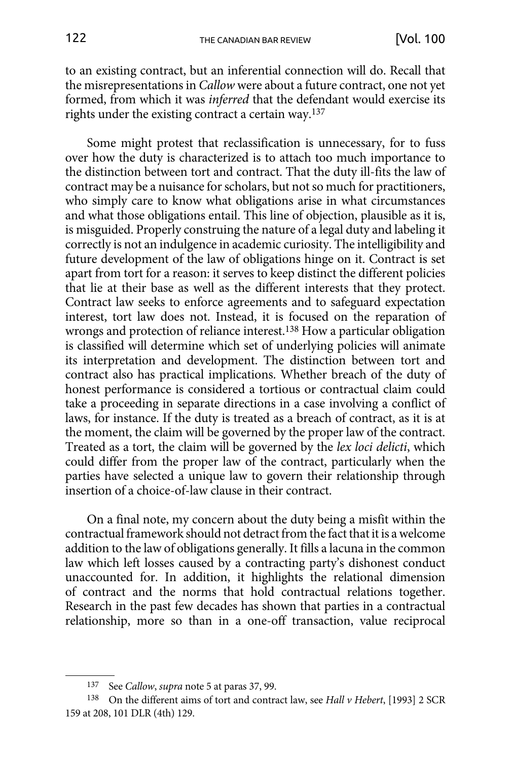to an existing contract, but an inferential connection will do. Recall that the misrepresentations in *Callow* were about a future contract, one not yet formed, from which it was *inferred* that the defendant would exercise its rights under the existing contract a certain way.[137]

Some might protest that reclassification is unnecessary, for to fuss over how the duty is characterized is to attach too much importance to the distinction between tort and contract. That the duty ill-fits the law of contract may be a nuisance for scholars, but not so much for practitioners, who simply care to know what obligations arise in what circumstances and what those obligations entail. This line of objection, plausible as it is, is misguided. Properly construing the nature of a legal duty and labeling it correctly is not an indulgence in academic curiosity. The intelligibility and future development of the law of obligations hinge on it. Contract is set apart from tort for a reason: it serves to keep distinct the different policies that lie at their base as well as the different interests that they protect. Contract law seeks to enforce agreements and to safeguard expectation interest, tort law does not. Instead, it is focused on the reparation of wrongs and protection of reliance interest.[138] How a particular obligation is classified will determine which set of underlying policies will animate its interpretation and development. The distinction between tort and contract also has practical implications. Whether breach of the duty of honest performance is considered a tortious or contractual claim could take a proceeding in separate directions in a case involving a conflict of laws, for instance. If the duty is treated as a breach of contract, as it is at the moment, the claim will be governed by the proper law of the contract. Treated as a tort, the claim will be governed by the *lex loci delicti*, which could differ from the proper law of the contract, particularly when the parties have selected a unique law to govern their relationship through insertion of a choice-of-law clause in their contract.

On a final note, my concern about the duty being a misfit within the contractual framework should not detract from the fact that it is a welcome addition to the law of obligations generally. It fills a lacuna in the common law which left losses caused by a contracting party's dishonest conduct unaccounted for. In addition, it highlights the relational dimension of contract and the norms that hold contractual relations together. Research in the past few decades has shown that parties in a contractual relationship, more so than in a one-off transaction, value reciprocal

---

137 See *Callow*, *supra* note 5 at paras 37, 99.

138 On the different aims of tort and contract law, see *Hall v Hebert*, [1993] 2 SCR 159 at 208, 101 DLR (4th) 129.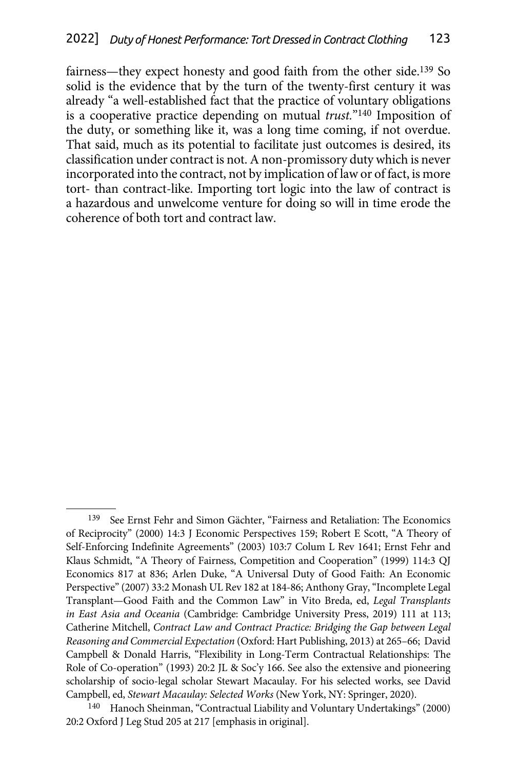fairness—they expect honesty and good faith from the other side.[139] So solid is the evidence that by the turn of the twenty-first century it was already "a well-established fact that the practice of voluntary obligations is a cooperative practice depending on mutual *trust*."[140] Imposition of the duty, or something like it, was a long time coming, if not overdue. That said, much as its potential to facilitate just outcomes is desired, its classification under contract is not. A non-promissory duty which is never incorporated into the contract, not by implication of law or of fact, is more tort- than contract-like. Importing tort logic into the law of contract is a hazardous and unwelcome venture for doing so will in time erode the coherence of both tort and contract law.

---

139 See Ernst Fehr and Simon Gächter, "Fairness and Retaliation: The Economics of Reciprocity" (2000) 14:3 J Economic Perspectives 159; Robert E Scott, "A Theory of Self-Enforcing Indefinite Agreements" (2003) 103:7 Colum L Rev 1641; Ernst Fehr and Klaus Schmidt, "A Theory of Fairness, Competition and Cooperation" (1999) 114:3 QJ Economics 817 at 836; Arlen Duke, "A Universal Duty of Good Faith: An Economic Perspective" (2007) 33:2 Monash UL Rev 182 at 184-86; Anthony Gray, "Incomplete Legal Transplant—Good Faith and the Common Law" in Vito Breda, ed, *Legal Transplants in East Asia and Oceania* (Cambridge: Cambridge University Press, 2019) 111 at 113; Catherine Mitchell, *Contract Law and Contract Practice: Bridging the Gap between Legal Reasoning and Commercial Expectation* (Oxford: Hart Publishing, 2013) at 265–66; David Campbell & Donald Harris, "Flexibility in Long-Term Contractual Relationships: The Role of Co-operation" (1993) 20:2 JL & Soc'y 166. See also the extensive and pioneering scholarship of socio-legal scholar Stewart Macaulay. For his selected works, see David Campbell, ed, *Stewart Macaulay: Selected Works* (New York, NY: Springer, 2020).

140 Hanoch Sheinman, "Contractual Liability and Voluntary Undertakings" (2000) 20:2 Oxford J Leg Stud 205 at 217 [emphasis in original].